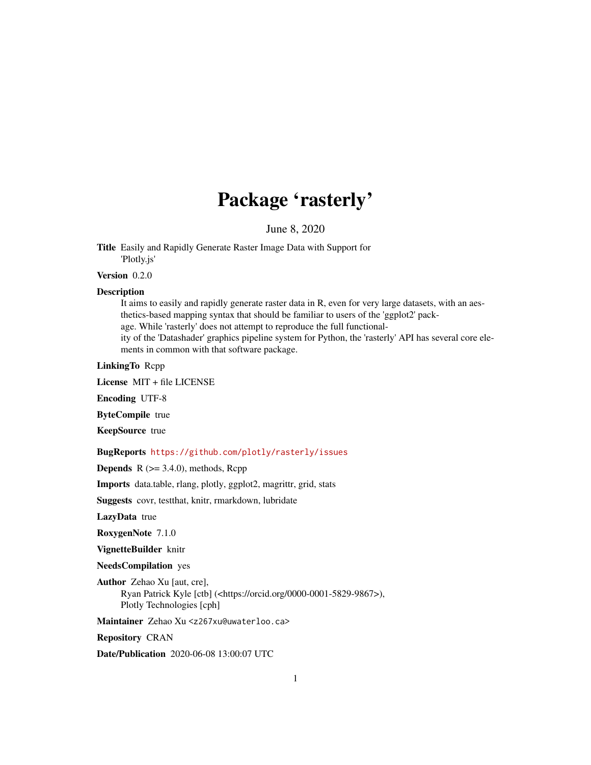# Package 'rasterly'

June 8, 2020

**Title** Easily and Rapidly Generate Raster Image Data with Support for 'Plotly.js'

**Version** 0.2.0

**Description** It aims to easily and rapidly generate raster data in R, even for very large datasets, with an aesthetics-based mapping syntax that should be familiar to users of the 'ggplot2' package. While 'rasterly' does not attempt to reproduce the full functionality of the 'Datashader' graphics pipeline system for Python, the 'rasterly' API has several core elements in common with that software package.

**LinkingTo** Rcpp

**License** MIT + file LICENSE

**Encoding** UTF-8

**ByteCompile** true

**KeepSource** true

**BugReports** https://github.com/plotly/rasterly/issues

**Depends** R (>= 3.4.0), methods, Rcpp

**Imports** data.table, rlang, plotly, ggplot2, magrittr, grid, stats

**Suggests** covr, testthat, knitr, rmarkdown, lubridate

**LazyData** true

**RoxygenNote** 7.1.0

**VignetteBuilder** knitr

**NeedsCompilation** yes

**Author** Zehao Xu [aut, cre],
Ryan Patrick Kyle [ctb] (<https://orcid.org/0000-0001-5829-9867>),
Plotly Technologies [cph]

**Maintainer** Zehao Xu <z267xu@uwaterloo.ca>

**Repository** CRAN

**Date/Publication** 2020-06-08 13:00:07 UTC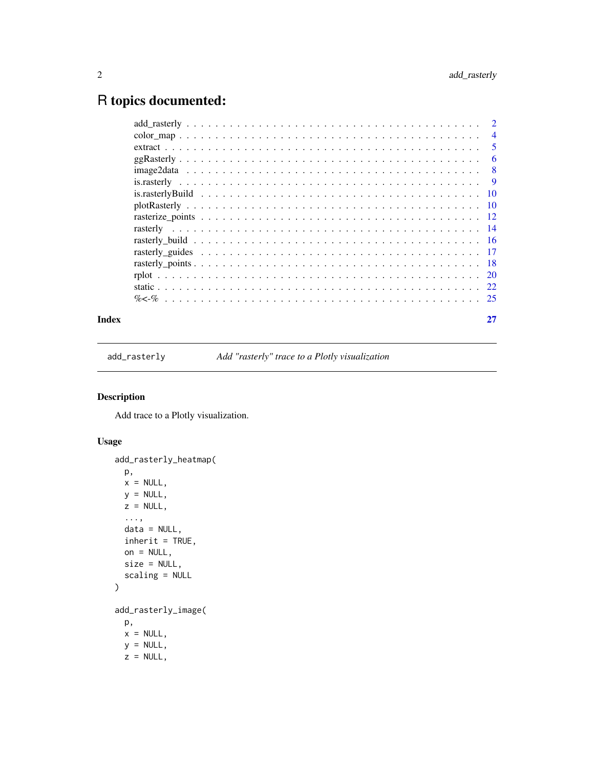# R topics documented:

| | |
|---|---|
| add_rasterly | 2 |
| color_map | 4 |
| extract | 5 |
| ggRasterly | 6 |
| image2data | 8 |
| is.rasterly | 9 |
| is.rasterlyBuild | 10 |
| plotRasterly | 10 |
| rasterize_points | 12 |
| rasterly | 14 |
| rasterly_build | 16 |
| rasterly_guides | 17 |
| rasterly_points | 18 |
| rplot | 20 |
| static | 22 |
| %<-% | 25 |

**Index** 27

---

`add_rasterly` *Add "rasterly" trace to a Plotly visualization*

---

## Description

Add trace to a Plotly visualization.

## Usage

```
add_rasterly_heatmap(
  p,
  x = NULL,
  y = NULL,
  z = NULL,
  ...,
  data = NULL,
  inherit = TRUE,
  on = NULL,
  size = NULL,
  scaling = NULL
)

add_rasterly_image(
  p,
  x = NULL,
  y = NULL,
  z = NULL,
```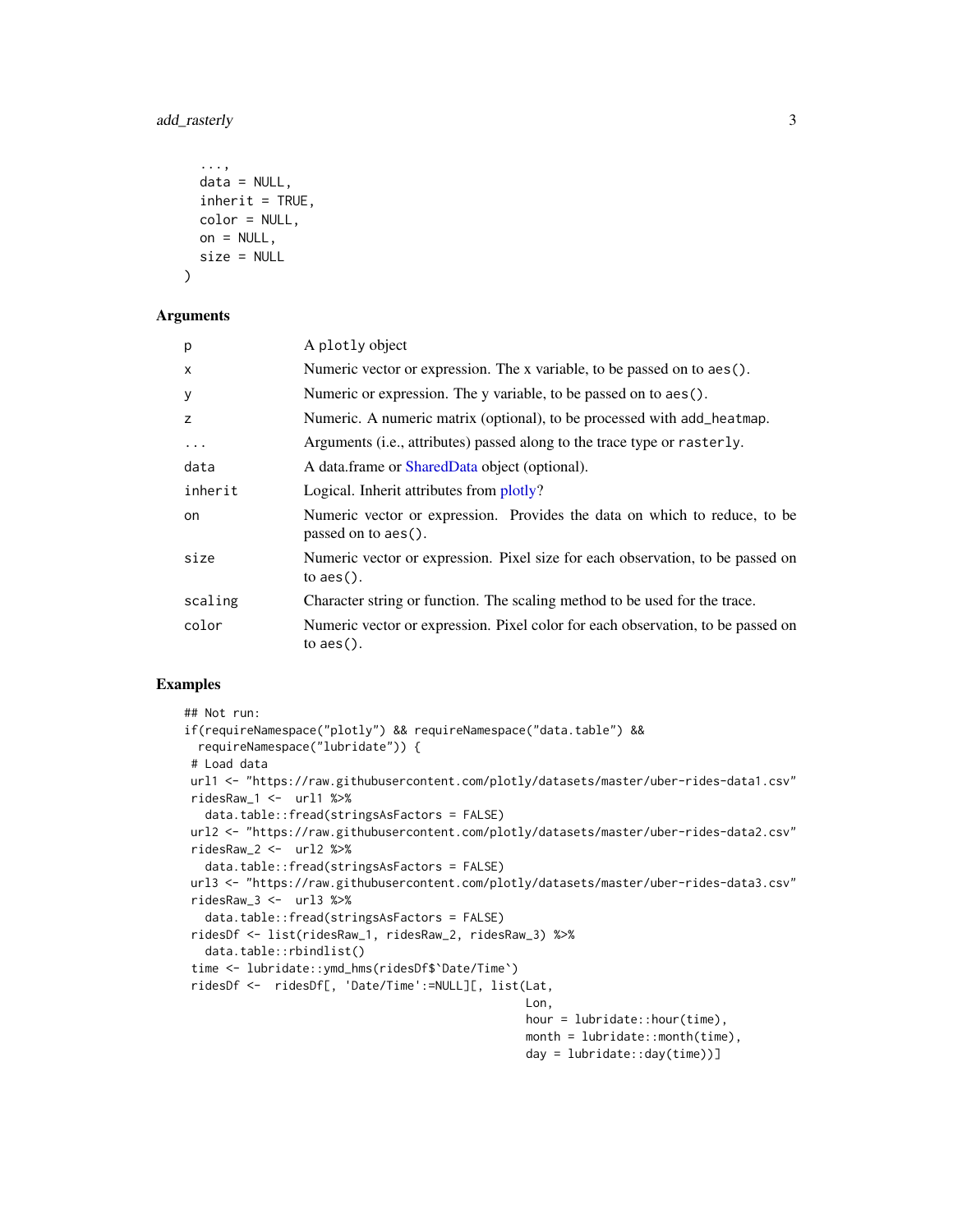```
  ...,
  data = NULL,
  inherit = TRUE,
  color = NULL,
  on = NULL,
  size = NULL
)
```

## Arguments

| | |
|---|---|
| p | A plotly object |
| x | Numeric vector or expression. The x variable, to be passed on to aes(). |
| y | Numeric or expression. The y variable, to be passed on to aes(). |
| z | Numeric. A numeric matrix (optional), to be processed with add_heatmap. |
| ... | Arguments (i.e., attributes) passed along to the trace type or rasterly. |
| data | A data.frame or SharedData object (optional). |
| inherit | Logical. Inherit attributes from plotly? |
| on | Numeric vector or expression. Provides the data on which to reduce, to be passed on to aes(). |
| size | Numeric vector or expression. Pixel size for each observation, to be passed on to aes(). |
| scaling | Character string or function. The scaling method to be used for the trace. |
| color | Numeric vector or expression. Pixel color for each observation, to be passed on to aes(). |

## Examples

```
## Not run:
if(requireNamespace("plotly") && requireNamespace("data.table") &&
  requireNamespace("lubridate")) {
 # Load data
 url1 <- "https://raw.githubusercontent.com/plotly/datasets/master/uber-rides-data1.csv"
 ridesRaw_1 <-  url1 %>%
   data.table::fread(stringsAsFactors = FALSE)
 url2 <- "https://raw.githubusercontent.com/plotly/datasets/master/uber-rides-data2.csv"
 ridesRaw_2 <-  url2 %>%
   data.table::fread(stringsAsFactors = FALSE)
 url3 <- "https://raw.githubusercontent.com/plotly/datasets/master/uber-rides-data3.csv"
 ridesRaw_3 <-  url3 %>%
   data.table::fread(stringsAsFactors = FALSE)
 ridesDf <- list(ridesRaw_1, ridesRaw_2, ridesRaw_3) %>%
   data.table::rbindlist()
 time <- lubridate::ymd_hms(ridesDf$`Date/Time`)
 ridesDf <-  ridesDf[, 'Date/Time':=NULL][, list(Lat,
                                                 Lon,
                                                 hour = lubridate::hour(time),
                                                 month = lubridate::month(time),
                                                 day = lubridate::day(time))]
```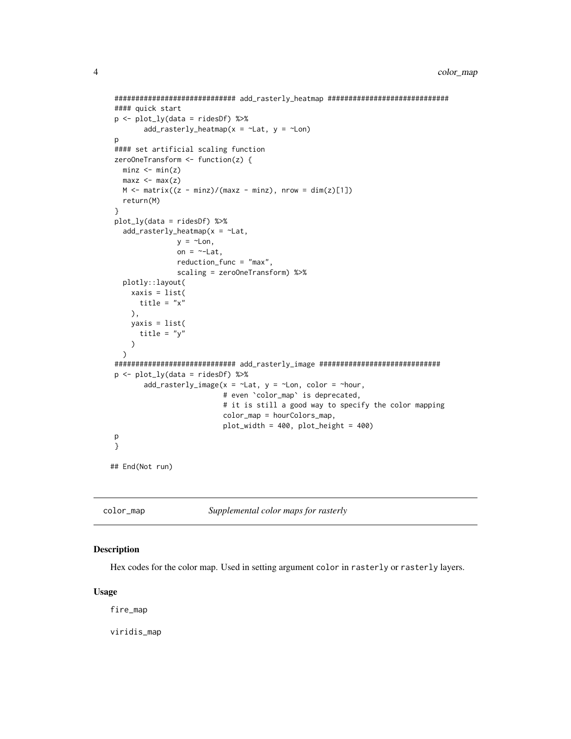```
############################ add_rasterly_heatmap ############################
#### quick start
p <- plot_ly(data = ridesDf) %>%
       add_rasterly_heatmap(x = ~Lat, y = ~Lon)
p
#### set artificial scaling function
zeroOneTransform <- function(z) {
  minz <- min(z)
  maxz <- max(z)
  M <- matrix((z - minz)/(maxz - minz), nrow = dim(z)[1])
  return(M)
}
plot_ly(data = ridesDf) %>%
  add_rasterly_heatmap(x = ~Lat,
               y = ~Lon,
               on = ~-Lat,
               reduction_func = "max",
               scaling = zeroOneTransform) %>%
  plotly::layout(
    xaxis = list(
      title = "x"
    ),
    yaxis = list(
      title = "y"
    )
  )
############################ add_rasterly_image ############################
p <- plot_ly(data = ridesDf) %>%
       add_rasterly_image(x = ~Lat, y = ~Lon, color = ~hour,
                          # even `color_map` is deprecated,
                          # it is still a good way to specify the color mapping
                          color_map = hourColors_map,
                          plot_width = 400, plot_height = 400)
p
}

## End(Not run)
```

---

color_map — *Supplemental color maps for rasterly*

---

### Description

Hex codes for the color map. Used in setting argument `color` in `rasterly` or `rasterly` layers.

### Usage

```
fire_map

viridis_map
```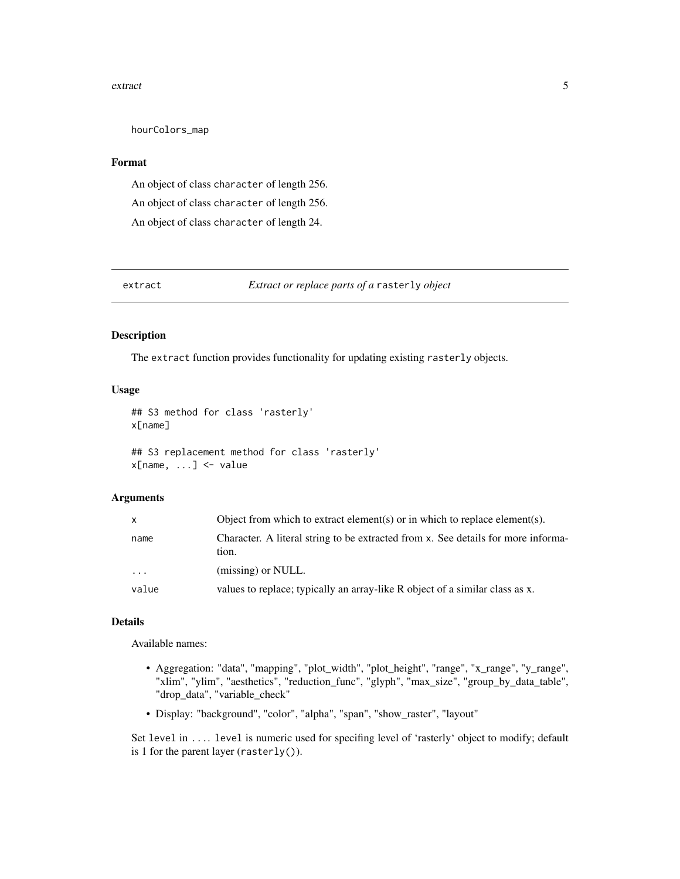```
hourColors_map
```

### Format

An object of class character of length 256.

An object of class character of length 256.

An object of class character of length 24.

---

## extract — *Extract or replace parts of a rasterly object*

### Description

The extract function provides functionality for updating existing rasterly objects.

### Usage

```
## S3 method for class 'rasterly'
x[name]

## S3 replacement method for class 'rasterly'
x[name, ...] <- value
```

### Arguments

| | |
|---|---|
| x | Object from which to extract element(s) or in which to replace element(s). |
| name | Character. A literal string to be extracted from x. See details for more information. |
| ... | (missing) or NULL. |
| value | values to replace; typically an array-like R object of a similar class as x. |

### Details

Available names:

- Aggregation: "data", "mapping", "plot_width", "plot_height", "range", "x_range", "y_range", "xlim", "ylim", "aesthetics", "reduction_func", "glyph", "max_size", "group_by_data_table", "drop_data", "variable_check"
- Display: "background", "color", "alpha", "span", "show_raster", "layout"

Set level in .... level is numeric used for specifing level of 'rasterly' object to modify; default is 1 for the parent layer (rasterly()).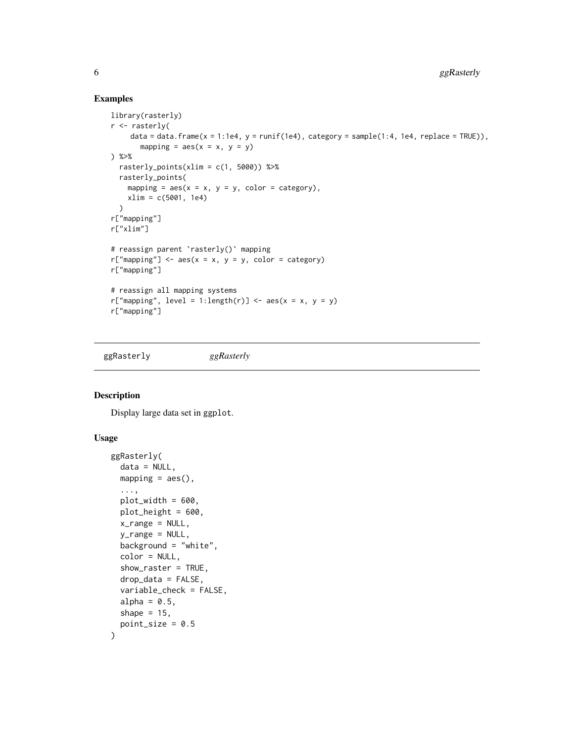## Examples

```
library(rasterly)
r <- rasterly(
     data = data.frame(x = 1:1e4, y = runif(1e4), category = sample(1:4, 1e4, replace = TRUE)),
       mapping = aes(x = x, y = y)
) %>%
  rasterly_points(xlim = c(1, 5000)) %>%
  rasterly_points(
    mapping = aes(x = x, y = y, color = category),
    xlim = c(5001, 1e4)
  )
r["mapping"]
r["xlim"]

# reassign parent `rasterly()` mapping
r["mapping"] <- aes(x = x, y = y, color = category)
r["mapping"]

# reassign all mapping systems
r["mapping", level = 1:length(r)] <- aes(x = x, y = y)
r["mapping"]
```

---

ggRasterly &nbsp;&nbsp;&nbsp;&nbsp; *ggRasterly*

---

## Description

Display large data set in ggplot.

## Usage

```
ggRasterly(
  data = NULL,
  mapping = aes(),
  ...,
  plot_width = 600,
  plot_height = 600,
  x_range = NULL,
  y_range = NULL,
  background = "white",
  color = NULL,
  show_raster = TRUE,
  drop_data = FALSE,
  variable_check = FALSE,
  alpha = 0.5,
  shape = 15,
  point_size = 0.5
)
```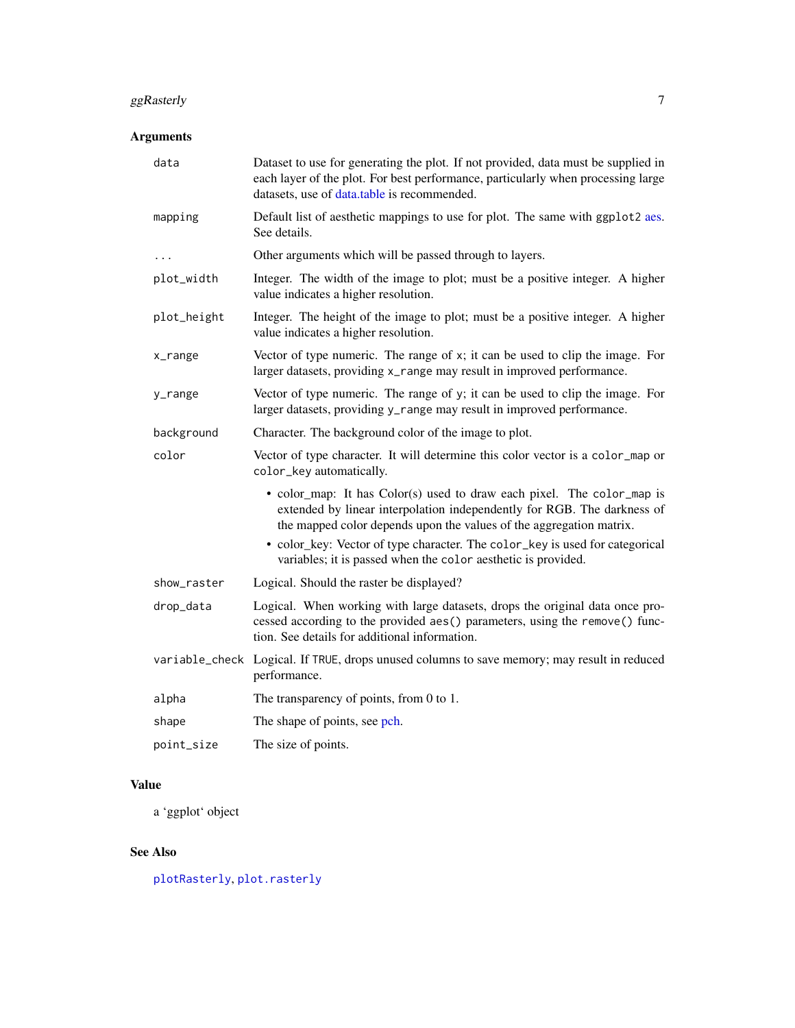## Arguments

| | |
|---|---|
| data | Dataset to use for generating the plot. If not provided, data must be supplied in each layer of the plot. For best performance, particularly when processing large datasets, use of data.table is recommended. |
| mapping | Default list of aesthetic mappings to use for plot. The same with ggplot2 aes. See details. |
| ... | Other arguments which will be passed through to layers. |
| plot_width | Integer. The width of the image to plot; must be a positive integer. A higher value indicates a higher resolution. |
| plot_height | Integer. The height of the image to plot; must be a positive integer. A higher value indicates a higher resolution. |
| x_range | Vector of type numeric. The range of x; it can be used to clip the image. For larger datasets, providing x_range may result in improved performance. |
| y_range | Vector of type numeric. The range of y; it can be used to clip the image. For larger datasets, providing y_range may result in improved performance. |
| background | Character. The background color of the image to plot. |
| color | Vector of type character. It will determine this color vector is a color_map or color_key automatically.<br>• color_map: It has Color(s) used to draw each pixel. The color_map is extended by linear interpolation independently for RGB. The darkness of the mapped color depends upon the values of the aggregation matrix.<br>• color_key: Vector of type character. The color_key is used for categorical variables; it is passed when the color aesthetic is provided. |
| show_raster | Logical. Should the raster be displayed? |
| drop_data | Logical. When working with large datasets, drops the original data once processed according to the provided aes() parameters, using the remove() function. See details for additional information. |
| variable_check | Logical. If TRUE, drops unused columns to save memory; may result in reduced performance. |
| alpha | The transparency of points, from 0 to 1. |
| shape | The shape of points, see pch. |
| point_size | The size of points. |

## Value

a 'ggplot' object

## See Also

plotRasterly, plot.rasterly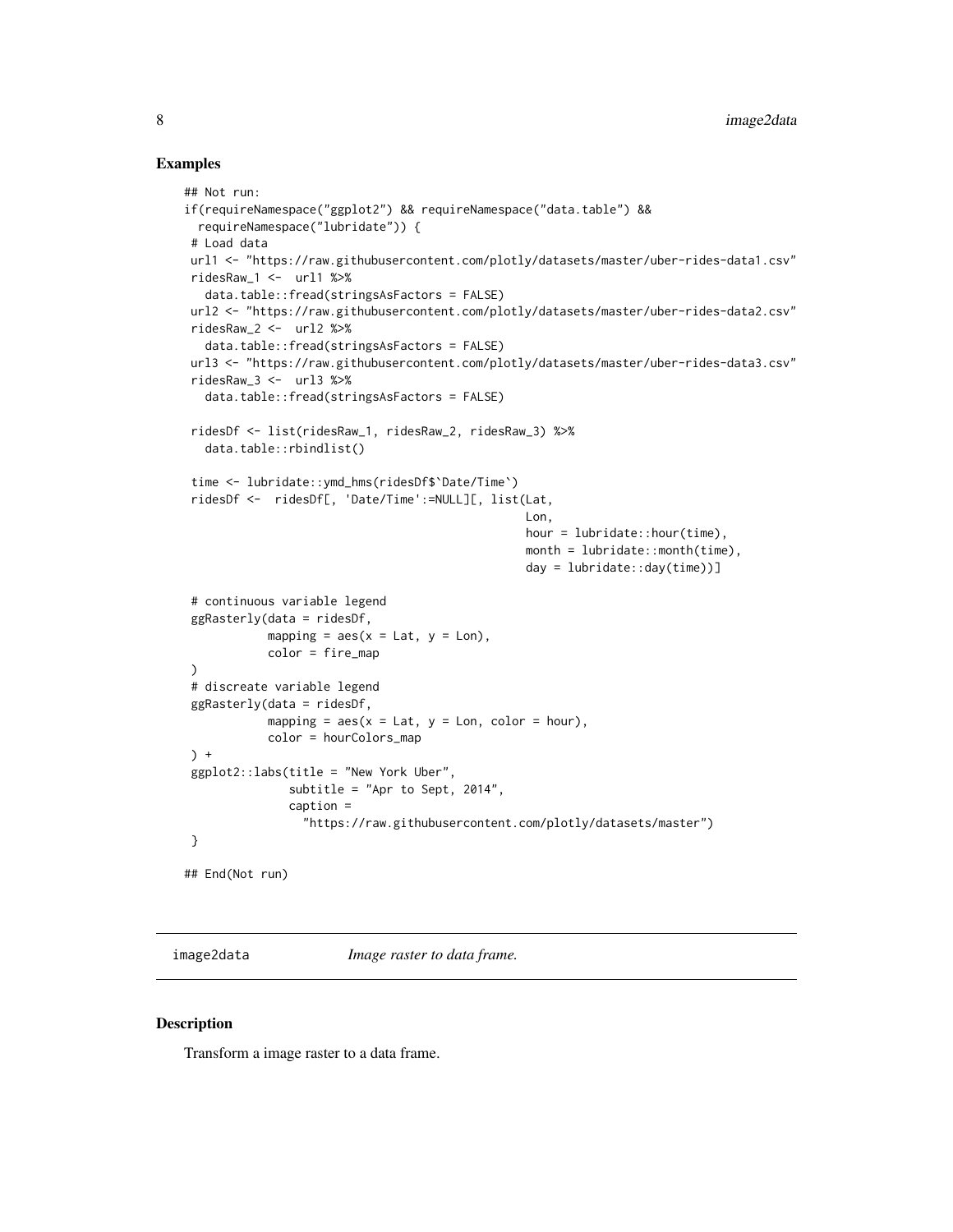## Examples

```
## Not run:
if(requireNamespace("ggplot2") && requireNamespace("data.table") &&
  requireNamespace("lubridate")) {
 # Load data
 url1 <- "https://raw.githubusercontent.com/plotly/datasets/master/uber-rides-data1.csv"
 ridesRaw_1 <-  url1 %>%
   data.table::fread(stringsAsFactors = FALSE)
 url2 <- "https://raw.githubusercontent.com/plotly/datasets/master/uber-rides-data2.csv"
 ridesRaw_2 <-  url2 %>%
   data.table::fread(stringsAsFactors = FALSE)
 url3 <- "https://raw.githubusercontent.com/plotly/datasets/master/uber-rides-data3.csv"
 ridesRaw_3 <-  url3 %>%
   data.table::fread(stringsAsFactors = FALSE)

 ridesDf <- list(ridesRaw_1, ridesRaw_2, ridesRaw_3) %>%
   data.table::rbindlist()

 time <- lubridate::ymd_hms(ridesDf$`Date/Time`)
 ridesDf <-  ridesDf[, 'Date/Time':=NULL][, list(Lat,
                                                 Lon,
                                                 hour = lubridate::hour(time),
                                                 month = lubridate::month(time),
                                                 day = lubridate::day(time))]

 # continuous variable legend
 ggRasterly(data = ridesDf,
            mapping = aes(x = Lat, y = Lon),
            color = fire_map
 )
 # discreate variable legend
 ggRasterly(data = ridesDf,
            mapping = aes(x = Lat, y = Lon, color = hour),
            color = hourColors_map
 ) +
 ggplot2::labs(title = "New York Uber",
               subtitle = "Apr to Sept, 2014",
               caption =
                 "https://raw.githubusercontent.com/plotly/datasets/master")
 }

## End(Not run)
```

---

`image2data` *Image raster to data frame.*

---

## Description

Transform a image raster to a data frame.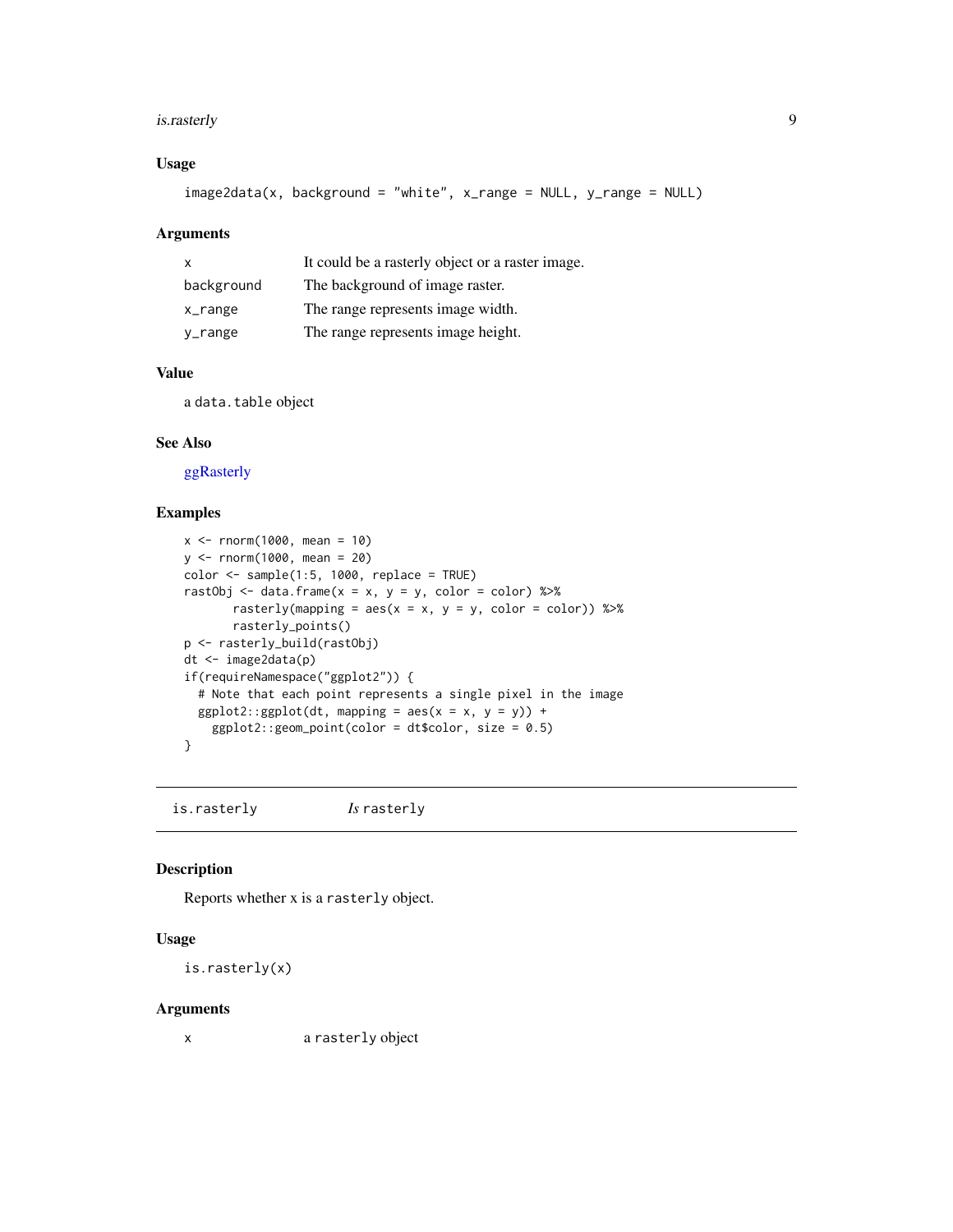### Usage

```
image2data(x, background = "white", x_range = NULL, y_range = NULL)
```

### Arguments

| | |
|---|---|
| x | It could be a rasterly object or a raster image. |
| background | The background of image raster. |
| x_range | The range represents image width. |
| y_range | The range represents image height. |

### Value

a data.table object

### See Also

ggRasterly

### Examples

```
x <- rnorm(1000, mean = 10)
y <- rnorm(1000, mean = 20)
color <- sample(1:5, 1000, replace = TRUE)
rastObj <- data.frame(x = x, y = y, color = color) %>%
       rasterly(mapping = aes(x = x, y = y, color = color)) %>%
       rasterly_points()
p <- rasterly_build(rastObj)
dt <- image2data(p)
if(requireNamespace("ggplot2")) {
  # Note that each point represents a single pixel in the image
  ggplot2::ggplot(dt, mapping = aes(x = x, y = y)) +
    ggplot2::geom_point(color = dt$color, size = 0.5)
}
```

---

## is.rasterly &nbsp;&nbsp;&nbsp;&nbsp; *Is* rasterly

### Description

Reports whether x is a rasterly object.

### Usage

```
is.rasterly(x)
```

### Arguments

| | |
|---|---|
| x | a rasterly object |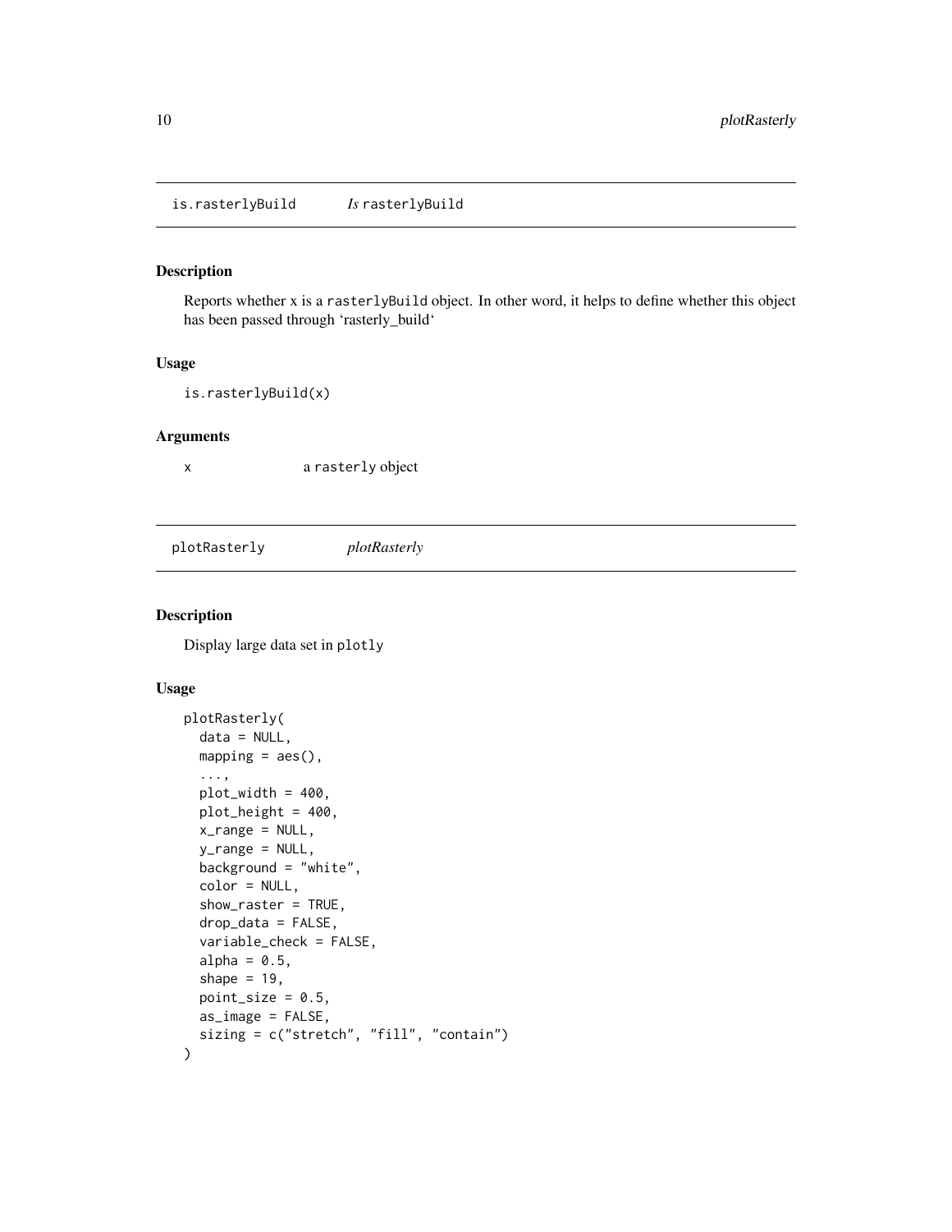## is.rasterlyBuild *Is* rasterlyBuild

### Description

Reports whether x is a rasterlyBuild object. In other word, it helps to define whether this object has been passed through 'rasterly_build'

### Usage

```
is.rasterlyBuild(x)
```

### Arguments

x a rasterly object

## plotRasterly *plotRasterly*

### Description

Display large data set in plotly

### Usage

```
plotRasterly(
  data = NULL,
  mapping = aes(),
  ...,
  plot_width = 400,
  plot_height = 400,
  x_range = NULL,
  y_range = NULL,
  background = "white",
  color = NULL,
  show_raster = TRUE,
  drop_data = FALSE,
  variable_check = FALSE,
  alpha = 0.5,
  shape = 19,
  point_size = 0.5,
  as_image = FALSE,
  sizing = c("stretch", "fill", "contain")
)
```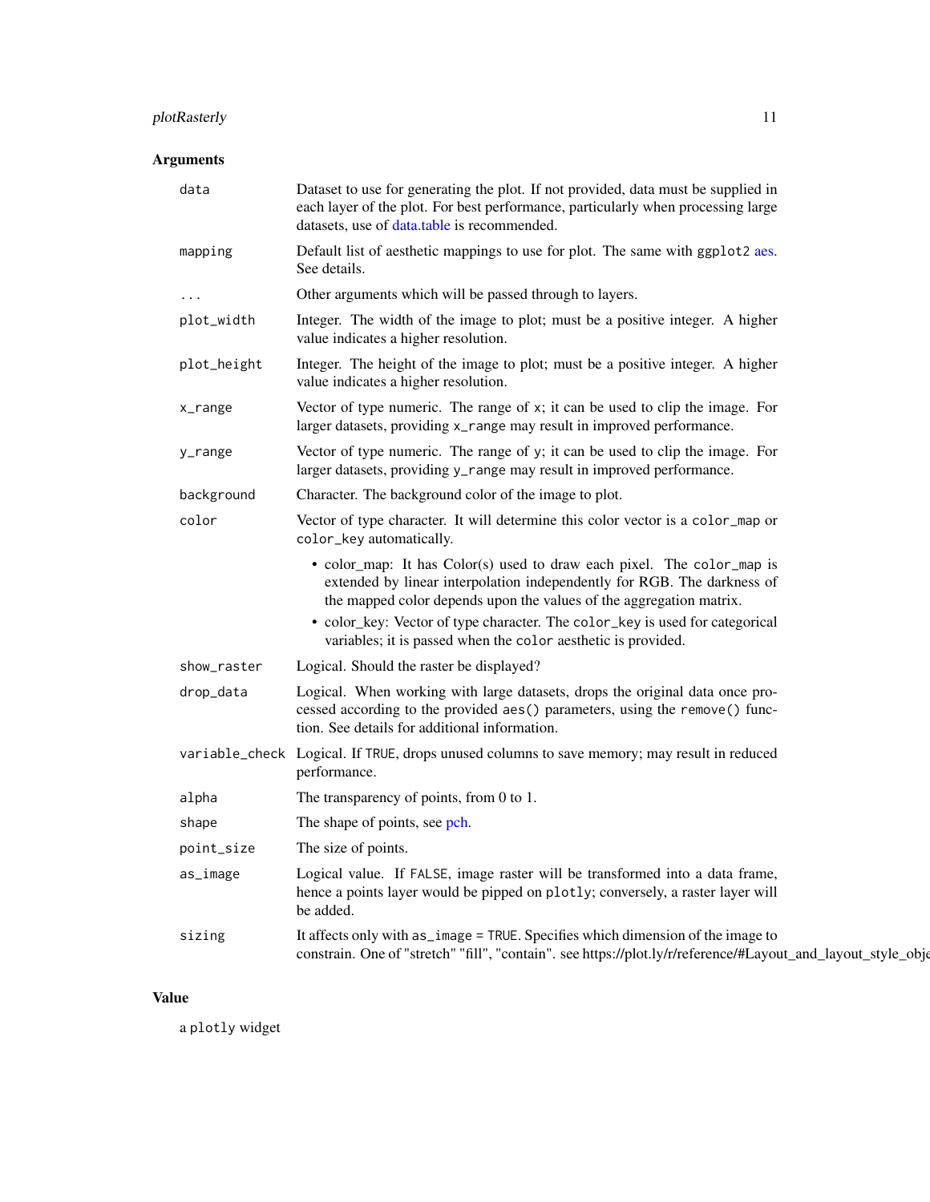## Arguments

| | |
|---|---|
| `data` | Dataset to use for generating the plot. If not provided, data must be supplied in each layer of the plot. For best performance, particularly when processing large datasets, use of data.table is recommended. |
| `mapping` | Default list of aesthetic mappings to use for plot. The same with ggplot2 aes. See details. |
| `...` | Other arguments which will be passed through to layers. |
| `plot_width` | Integer. The width of the image to plot; must be a positive integer. A higher value indicates a higher resolution. |
| `plot_height` | Integer. The height of the image to plot; must be a positive integer. A higher value indicates a higher resolution. |
| `x_range` | Vector of type numeric. The range of `x`; it can be used to clip the image. For larger datasets, providing `x_range` may result in improved performance. |
| `y_range` | Vector of type numeric. The range of `y`; it can be used to clip the image. For larger datasets, providing `y_range` may result in improved performance. |
| `background` | Character. The background color of the image to plot. |
| `color` | Vector of type character. It will determine this color vector is a `color_map` or `color_key` automatically.<br>• color_map: It has Color(s) used to draw each pixel. The `color_map` is extended by linear interpolation independently for RGB. The darkness of the mapped color depends upon the values of the aggregation matrix.<br>• color_key: Vector of type character. The `color_key` is used for categorical variables; it is passed when the `color` aesthetic is provided. |
| `show_raster` | Logical. Should the raster be displayed? |
| `drop_data` | Logical. When working with large datasets, drops the original data once processed according to the provided `aes()` parameters, using the `remove()` function. See details for additional information. |
| `variable_check` | Logical. If `TRUE`, drops unused columns to save memory; may result in reduced performance. |
| `alpha` | The transparency of points, from 0 to 1. |
| `shape` | The shape of points, see pch. |
| `point_size` | The size of points. |
| `as_image` | Logical value. If `FALSE`, image raster will be transformed into a data frame, hence a points layer would be pipped on `plotly`; conversely, a raster layer will be added. |
| `sizing` | It affects only with `as_image = TRUE`. Specifies which dimension of the image to constrain. One of "stretch" "fill", "contain". see https://plot.ly/r/reference/#Layout_and_layout_style_obje |

## Value

a `plotly` widget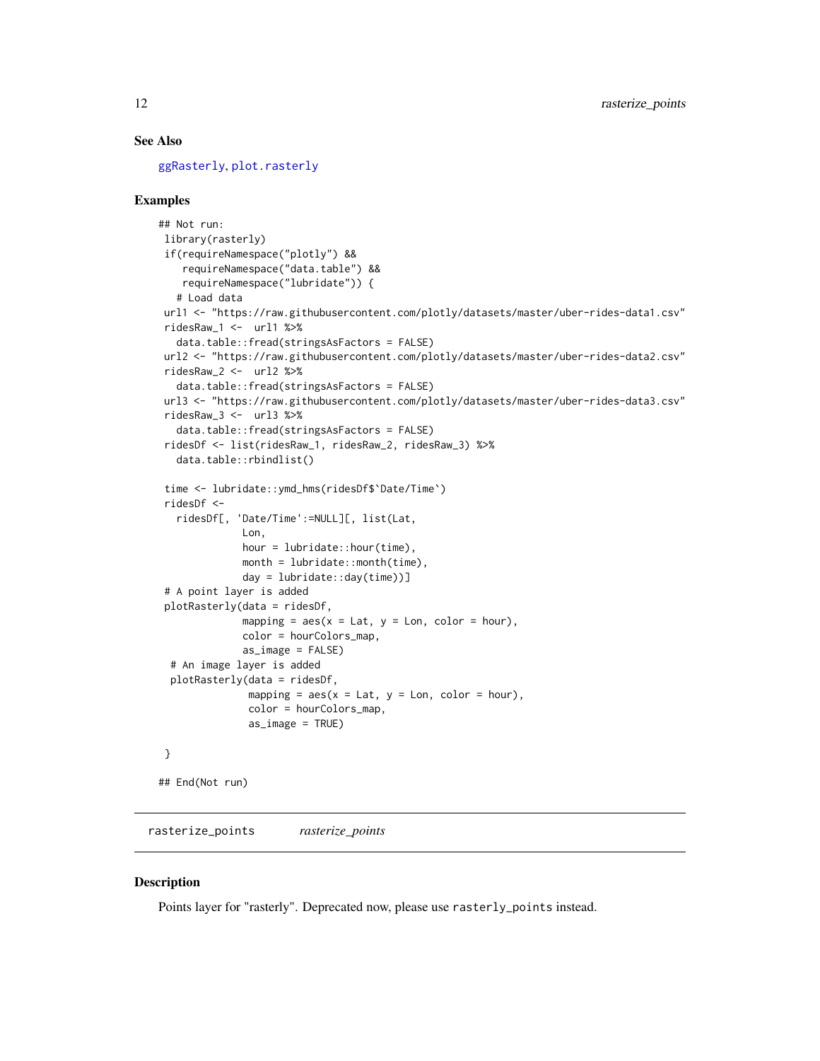### See Also

ggRasterly, plot.rasterly

### Examples

```
## Not run:
 library(rasterly)
 if(requireNamespace("plotly") &&
    requireNamespace("data.table") &&
    requireNamespace("lubridate")) {
   # Load data
 url1 <- "https://raw.githubusercontent.com/plotly/datasets/master/uber-rides-data1.csv"
 ridesRaw_1 <-  url1 %>%
   data.table::fread(stringsAsFactors = FALSE)
 url2 <- "https://raw.githubusercontent.com/plotly/datasets/master/uber-rides-data2.csv"
 ridesRaw_2 <-  url2 %>%
   data.table::fread(stringsAsFactors = FALSE)
 url3 <- "https://raw.githubusercontent.com/plotly/datasets/master/uber-rides-data3.csv"
 ridesRaw_3 <-  url3 %>%
   data.table::fread(stringsAsFactors = FALSE)
 ridesDf <- list(ridesRaw_1, ridesRaw_2, ridesRaw_3) %>%
   data.table::rbindlist()

 time <- lubridate::ymd_hms(ridesDf$`Date/Time`)
 ridesDf <-
   ridesDf[, 'Date/Time':=NULL][, list(Lat,
              Lon,
              hour = lubridate::hour(time),
              month = lubridate::month(time),
              day = lubridate::day(time))]
 # A point layer is added
 plotRasterly(data = ridesDf,
              mapping = aes(x = Lat, y = Lon, color = hour),
              color = hourColors_map,
              as_image = FALSE)
  # An image layer is added
  plotRasterly(data = ridesDf,
               mapping = aes(x = Lat, y = Lon, color = hour),
               color = hourColors_map,
               as_image = TRUE)

 }

## End(Not run)
```

---

## rasterize_points    *rasterize_points*

### Description

Points layer for "rasterly". Deprecated now, please use `rasterly_points` instead.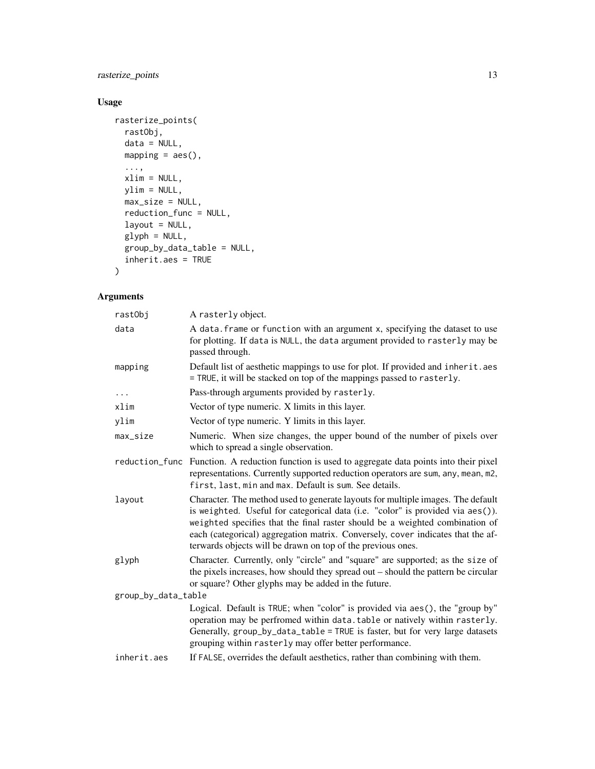## Usage

```
rasterize_points(
  rastObj,
  data = NULL,
  mapping = aes(),
  ...,
  xlim = NULL,
  ylim = NULL,
  max_size = NULL,
  reduction_func = NULL,
  layout = NULL,
  glyph = NULL,
  group_by_data_table = NULL,
  inherit.aes = TRUE
)
```

## Arguments

| | |
|---|---|
| rastObj | A rasterly object. |
| data | A data.frame or function with an argument x, specifying the dataset to use for plotting. If data is NULL, the data argument provided to rasterly may be passed through. |
| mapping | Default list of aesthetic mappings to use for plot. If provided and inherit.aes = TRUE, it will be stacked on top of the mappings passed to rasterly. |
| ... | Pass-through arguments provided by rasterly. |
| xlim | Vector of type numeric. X limits in this layer. |
| ylim | Vector of type numeric. Y limits in this layer. |
| max_size | Numeric. When size changes, the upper bound of the number of pixels over which to spread a single observation. |
| reduction_func | Function. A reduction function is used to aggregate data points into their pixel representations. Currently supported reduction operators are sum, any, mean, m2, first, last, min and max. Default is sum. See details. |
| layout | Character. The method used to generate layouts for multiple images. The default is weighted. Useful for categorical data (i.e. "color" is provided via aes()). weighted specifies that the final raster should be a weighted combination of each (categorical) aggregation matrix. Conversely, cover indicates that the afterwards objects will be drawn on top of the previous ones. |
| glyph | Character. Currently, only "circle" and "square" are supported; as the size of the pixels increases, how should they spread out – should the pattern be circular or square? Other glyphs may be added in the future. |
| group_by_data_table | Logical. Default is TRUE; when "color" is provided via aes(), the "group by" operation may be perfromed within data.table or natively within rasterly. Generally, group_by_data_table = TRUE is faster, but for very large datasets grouping within rasterly may offer better performance. |
| inherit.aes | If FALSE, overrides the default aesthetics, rather than combining with them. |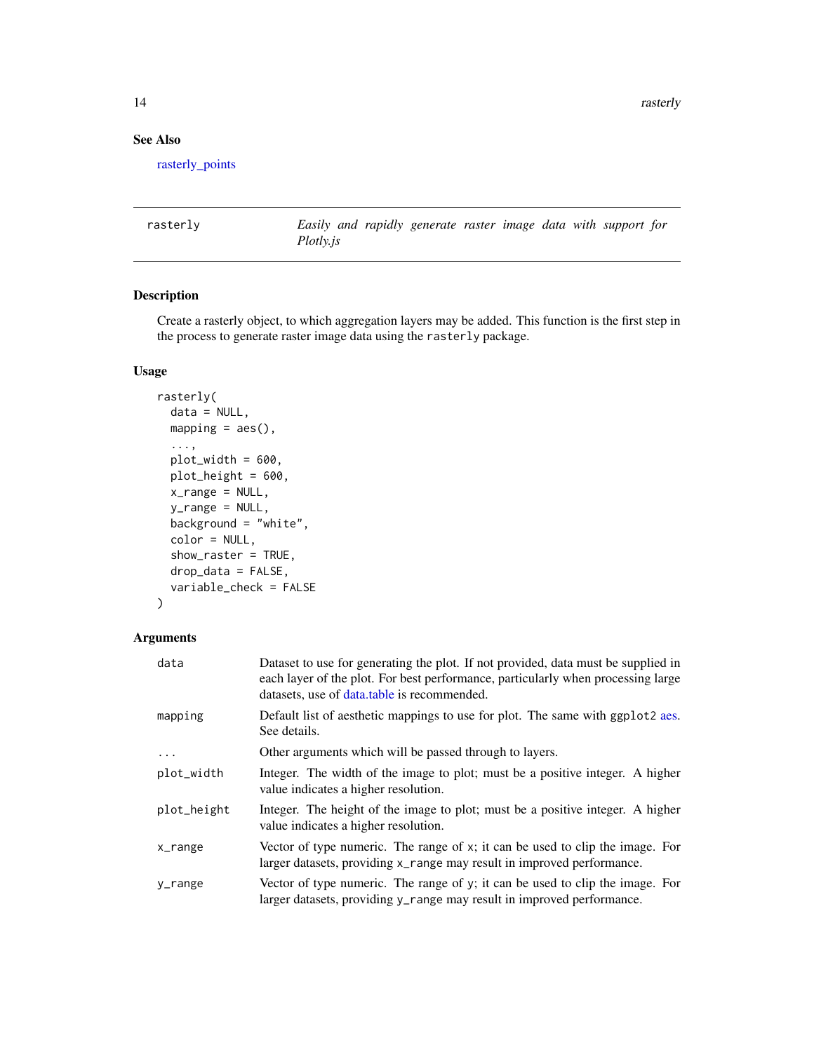## See Also

rasterly_points

---

`rasterly` *Easily and rapidly generate raster image data with support for Plotly.js*

---

### Description

Create a rasterly object, to which aggregation layers may be added. This function is the first step in the process to generate raster image data using the `rasterly` package.

### Usage

```
rasterly(
  data = NULL,
  mapping = aes(),
  ...,
  plot_width = 600,
  plot_height = 600,
  x_range = NULL,
  y_range = NULL,
  background = "white",
  color = NULL,
  show_raster = TRUE,
  drop_data = FALSE,
  variable_check = FALSE
)
```

### Arguments

| | |
|---|---|
| `data` | Dataset to use for generating the plot. If not provided, data must be supplied in each layer of the plot. For best performance, particularly when processing large datasets, use of data.table is recommended. |
| `mapping` | Default list of aesthetic mappings to use for plot. The same with `ggplot2` aes. See details. |
| `...` | Other arguments which will be passed through to layers. |
| `plot_width` | Integer. The width of the image to plot; must be a positive integer. A higher value indicates a higher resolution. |
| `plot_height` | Integer. The height of the image to plot; must be a positive integer. A higher value indicates a higher resolution. |
| `x_range` | Vector of type numeric. The range of `x`; it can be used to clip the image. For larger datasets, providing `x_range` may result in improved performance. |
| `y_range` | Vector of type numeric. The range of `y`; it can be used to clip the image. For larger datasets, providing `y_range` may result in improved performance. |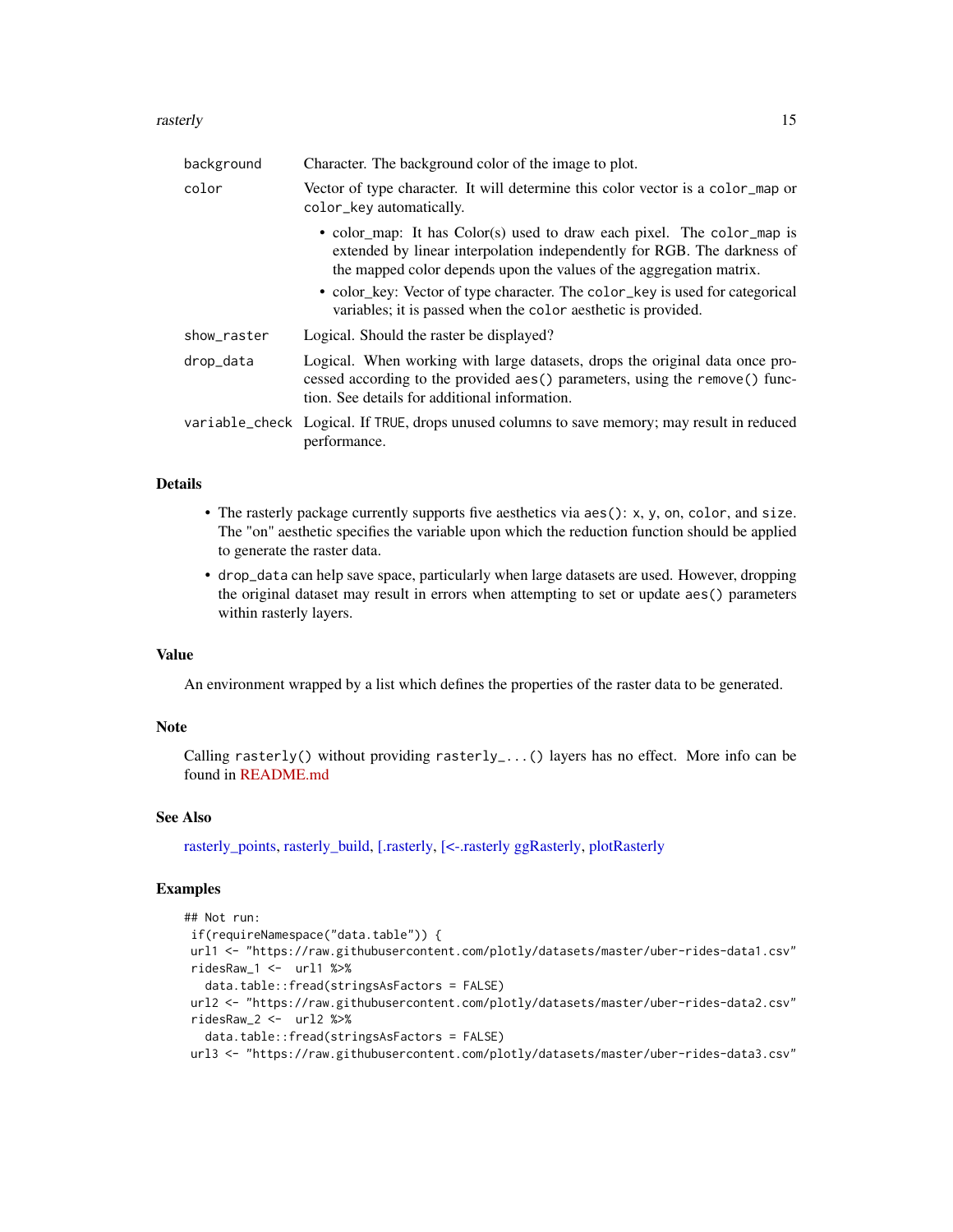| | |
|---|---|
| background | Character. The background color of the image to plot. |
| color | Vector of type character. It will determine this color vector is a color_map or color_key automatically.<br>• color_map: It has Color(s) used to draw each pixel. The color_map is extended by linear interpolation independently for RGB. The darkness of the mapped color depends upon the values of the aggregation matrix.<br>• color_key: Vector of type character. The color_key is used for categorical variables; it is passed when the color aesthetic is provided. |
| show_raster | Logical. Should the raster be displayed? |
| drop_data | Logical. When working with large datasets, drops the original data once processed according to the provided aes() parameters, using the remove() function. See details for additional information. |
| variable_check | Logical. If TRUE, drops unused columns to save memory; may result in reduced performance. |

## Details

- The rasterly package currently supports five aesthetics via aes(): x, y, on, color, and size. The "on" aesthetic specifies the variable upon which the reduction function should be applied to generate the raster data.
- drop_data can help save space, particularly when large datasets are used. However, dropping the original dataset may result in errors when attempting to set or update aes() parameters within rasterly layers.

## Value

An environment wrapped by a list which defines the properties of the raster data to be generated.

## Note

Calling rasterly() without providing rasterly_...() layers has no effect. More info can be found in README.md

## See Also

rasterly_points, rasterly_build, [.rasterly, [<-.rasterly ggRasterly, plotRasterly

## Examples

```
## Not run:
 if(requireNamespace("data.table")) {
 url1 <- "https://raw.githubusercontent.com/plotly/datasets/master/uber-rides-data1.csv"
 ridesRaw_1 <-  url1 %>%
   data.table::fread(stringsAsFactors = FALSE)
 url2 <- "https://raw.githubusercontent.com/plotly/datasets/master/uber-rides-data2.csv"
 ridesRaw_2 <-  url2 %>%
   data.table::fread(stringsAsFactors = FALSE)
 url3 <- "https://raw.githubusercontent.com/plotly/datasets/master/uber-rides-data3.csv"
```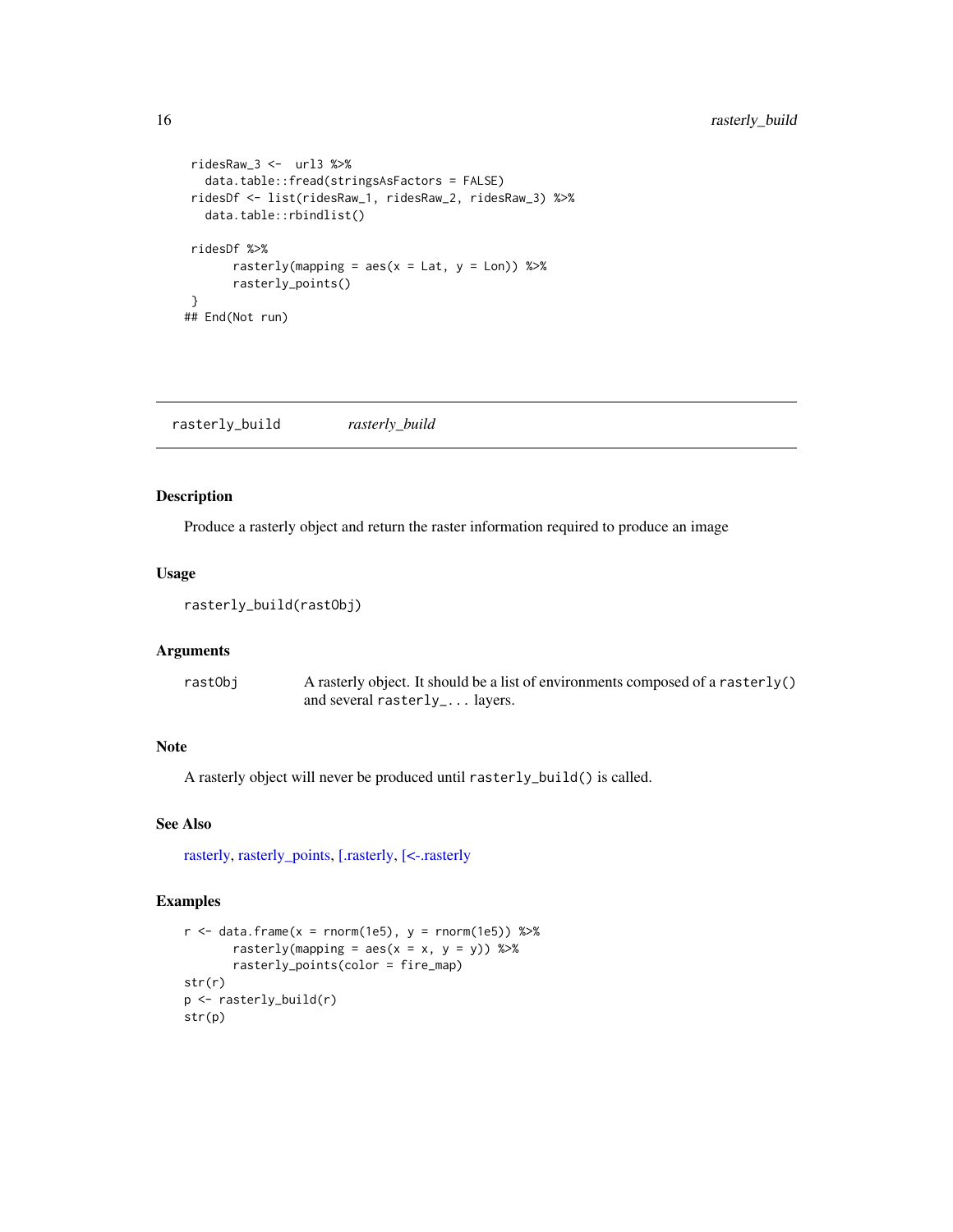```
  ridesRaw_3 <-  url3 %>%
    data.table::fread(stringsAsFactors = FALSE)
  ridesDf <- list(ridesRaw_1, ridesRaw_2, ridesRaw_3) %>%
    data.table::rbindlist()

  ridesDf %>%
        rasterly(mapping = aes(x = Lat, y = Lon)) %>%
        rasterly_points()
  }
## End(Not run)
```

---

rasterly_build    *rasterly_build*

---

## Description

Produce a rasterly object and return the raster information required to produce an image

## Usage

```
rasterly_build(rastObj)
```

## Arguments

| | |
|---|---|
| rastObj | A rasterly object. It should be a list of environments composed of a `rasterly()` and several `rasterly_...` layers. |

## Note

A rasterly object will never be produced until `rasterly_build()` is called.

## See Also

rasterly, rasterly_points, [.rasterly, [<-.rasterly

## Examples

```
r <- data.frame(x = rnorm(1e5), y = rnorm(1e5)) %>%
       rasterly(mapping = aes(x = x, y = y)) %>%
       rasterly_points(color = fire_map)
str(r)
p <- rasterly_build(r)
str(p)
```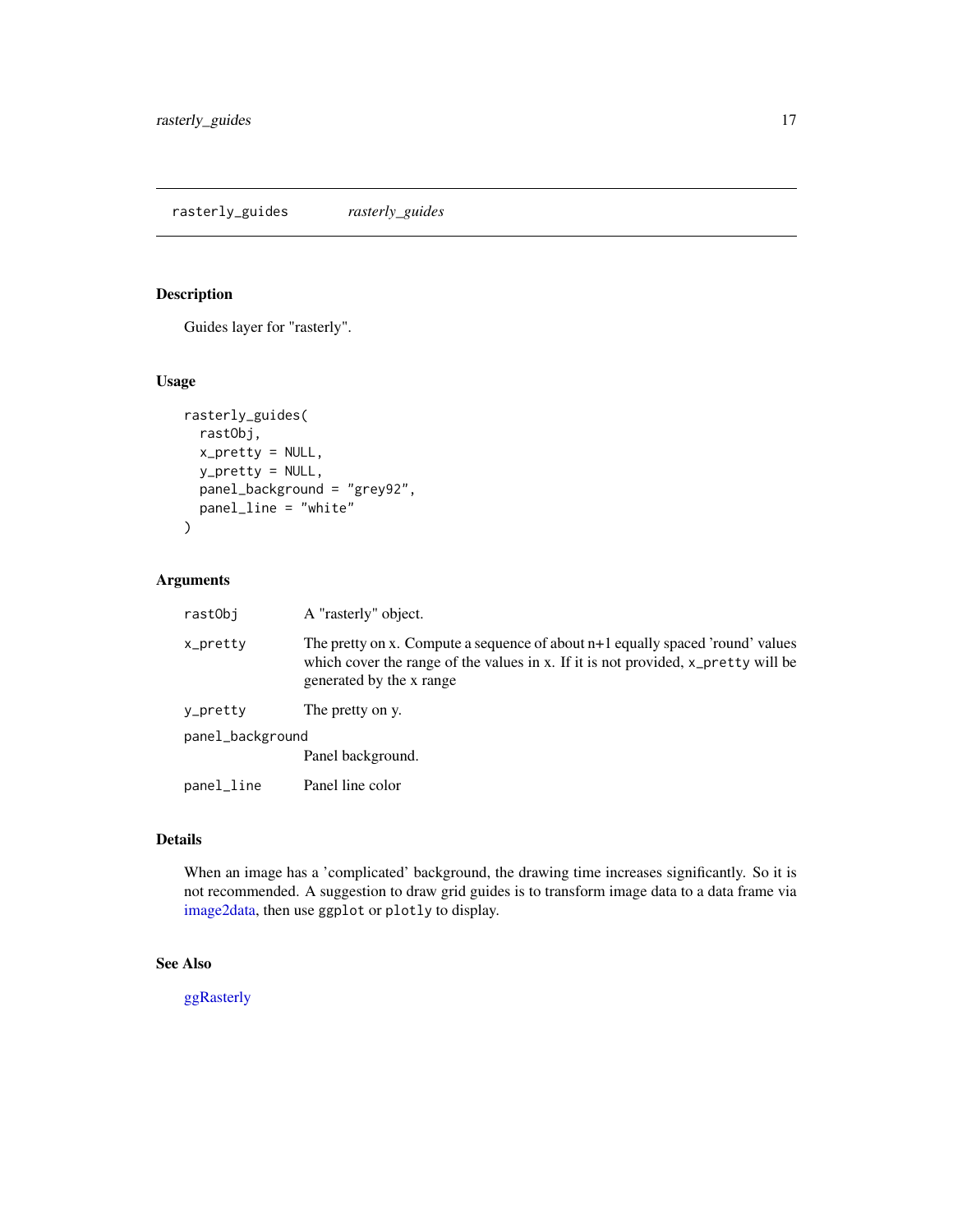rasterly_guides *rasterly_guides*

## Description

Guides layer for "rasterly".

## Usage

```
rasterly_guides(
  rastObj,
  x_pretty = NULL,
  y_pretty = NULL,
  panel_background = "grey92",
  panel_line = "white"
)
```

## Arguments

| | |
|---|---|
| rastObj | A "rasterly" object. |
| x_pretty | The pretty on x. Compute a sequence of about n+1 equally spaced 'round' values which cover the range of the values in x. If it is not provided, x_pretty will be generated by the x range |
| y_pretty | The pretty on y. |
| panel_background | Panel background. |
| panel_line | Panel line color |

## Details

When an image has a 'complicated' background, the drawing time increases significantly. So it is not recommended. A suggestion to draw grid guides is to transform image data to a data frame via image2data, then use ggplot or plotly to display.

## See Also

ggRasterly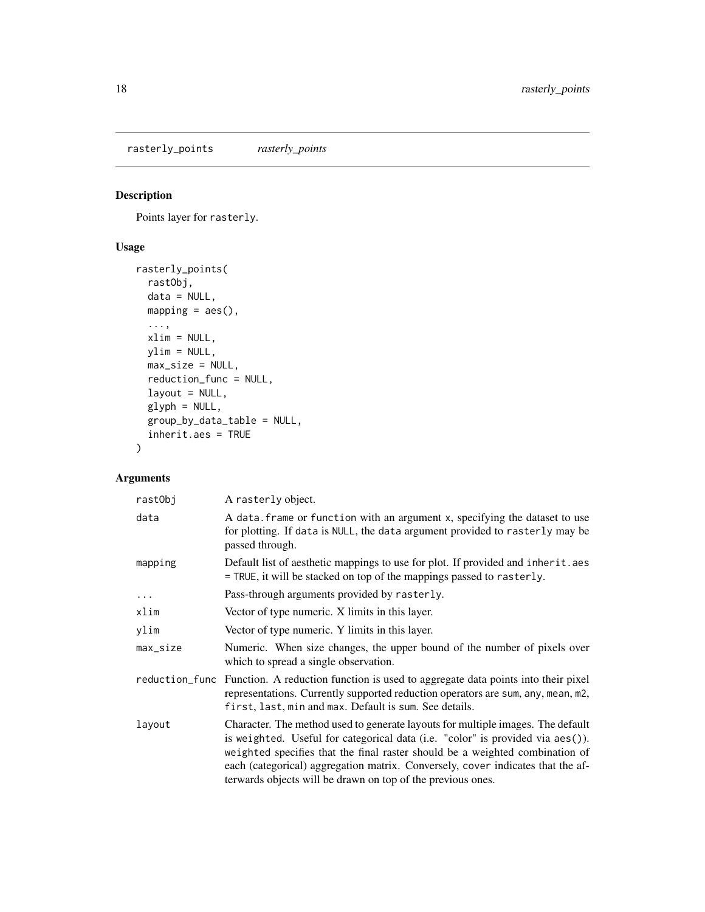rasterly_points &nbsp;&nbsp;&nbsp; *rasterly_points*

## Description

Points layer for `rasterly`.

## Usage

```
rasterly_points(
  rastObj,
  data = NULL,
  mapping = aes(),
  ...,
  xlim = NULL,
  ylim = NULL,
  max_size = NULL,
  reduction_func = NULL,
  layout = NULL,
  glyph = NULL,
  group_by_data_table = NULL,
  inherit.aes = TRUE
)
```

## Arguments

| | |
|---|---|
| `rastObj` | A `rasterly` object. |
| `data` | A `data.frame` or `function` with an argument `x`, specifying the dataset to use for plotting. If `data` is `NULL`, the `data` argument provided to `rasterly` may be passed through. |
| `mapping` | Default list of aesthetic mappings to use for plot. If provided and `inherit.aes = TRUE`, it will be stacked on top of the mappings passed to `rasterly`. |
| `...` | Pass-through arguments provided by `rasterly`. |
| `xlim` | Vector of type numeric. X limits in this layer. |
| `ylim` | Vector of type numeric. Y limits in this layer. |
| `max_size` | Numeric. When size changes, the upper bound of the number of pixels over which to spread a single observation. |
| `reduction_func` | Function. A reduction function is used to aggregate data points into their pixel representations. Currently supported reduction operators are `sum`, `any`, `mean`, `m2`, `first`, `last`, `min` and `max`. Default is `sum`. See details. |
| `layout` | Character. The method used to generate layouts for multiple images. The default is `weighted`. Useful for categorical data (i.e. "color" is provided via `aes()`). `weighted` specifies that the final raster should be a weighted combination of each (categorical) aggregation matrix. Conversely, `cover` indicates that the afterwards objects will be drawn on top of the previous ones. |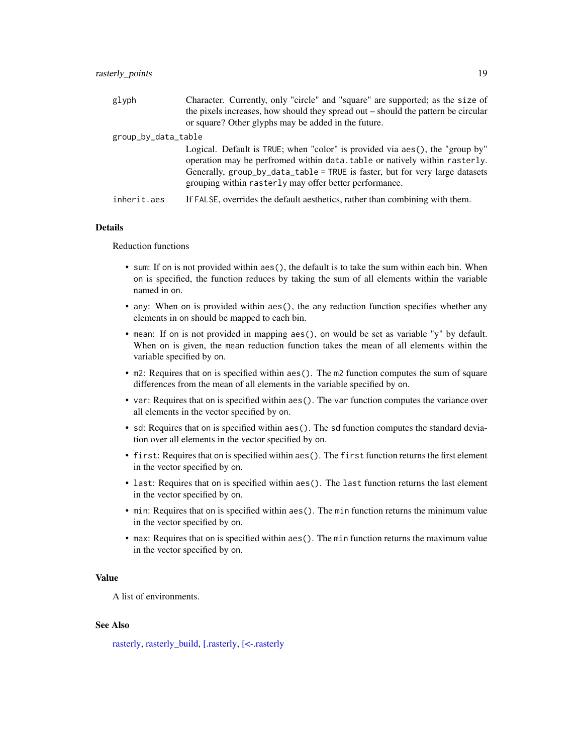glyph  Character. Currently, only "circle" and "square" are supported; as the `size` of the pixels increases, how should they spread out – should the pattern be circular or square? Other glyphs may be added in the future.

group_by_data_table
Logical. Default is `TRUE`; when "color" is provided via `aes()`, the "group by" operation may be perfromed within `data.table` or natively within `rasterly`. Generally, `group_by_data_table = TRUE` is faster, but for very large datasets grouping within `rasterly` may offer better performance.

inherit.aes  If `FALSE`, overrides the default aesthetics, rather than combining with them.

## Details

Reduction functions

- `sum`: If `on` is not provided within `aes()`, the default is to take the sum within each bin. When `on` is specified, the function reduces by taking the sum of all elements within the variable named in `on`.
- `any`: When `on` is provided within `aes()`, the `any` reduction function specifies whether any elements in `on` should be mapped to each bin.
- `mean`: If `on` is not provided in mapping `aes()`, `on` would be set as variable "y" by default. When `on` is given, the `mean` reduction function takes the mean of all elements within the variable specified by `on`.
- `m2`: Requires that `on` is specified within `aes()`. The `m2` function computes the sum of square differences from the mean of all elements in the variable specified by `on`.
- `var`: Requires that `on` is specified within `aes()`. The `var` function computes the variance over all elements in the vector specified by `on`.
- `sd`: Requires that `on` is specified within `aes()`. The `sd` function computes the standard deviation over all elements in the vector specified by `on`.
- `first`: Requires that `on` is specified within `aes()`. The `first` function returns the first element in the vector specified by `on`.
- `last`: Requires that `on` is specified within `aes()`. The `last` function returns the last element in the vector specified by `on`.
- `min`: Requires that `on` is specified within `aes()`. The `min` function returns the minimum value in the vector specified by `on`.
- `max`: Requires that `on` is specified within `aes()`. The `min` function returns the maximum value in the vector specified by `on`.

## Value

A list of environments.

## See Also

rasterly, rasterly_build, [.rasterly, [<-.rasterly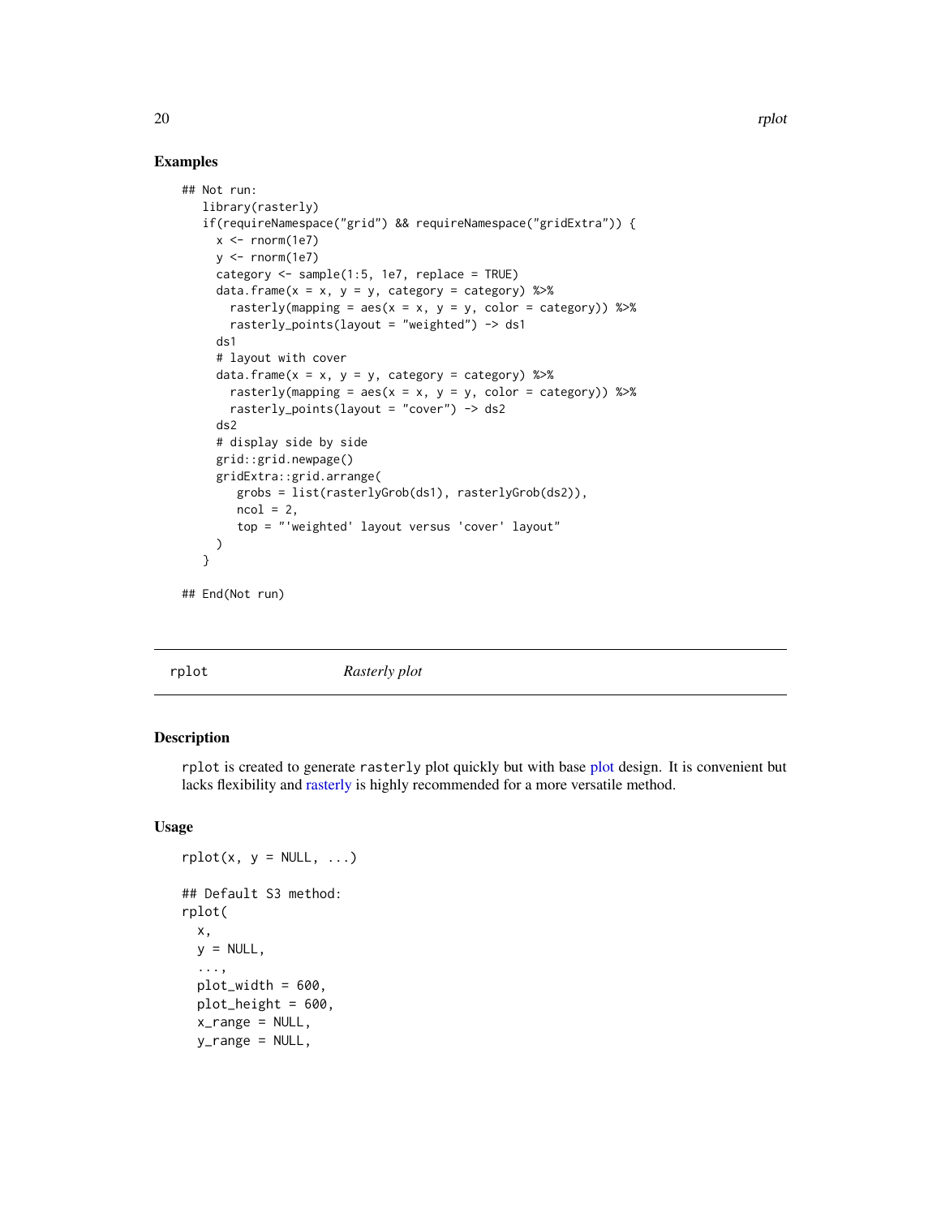## Examples

```
## Not run:
   library(rasterly)
   if(requireNamespace("grid") && requireNamespace("gridExtra")) {
     x <- rnorm(1e7)
     y <- rnorm(1e7)
     category <- sample(1:5, 1e7, replace = TRUE)
     data.frame(x = x, y = y, category = category) %>%
       rasterly(mapping = aes(x = x, y = y, color = category)) %>%
       rasterly_points(layout = "weighted") -> ds1
     ds1
     # layout with cover
     data.frame(x = x, y = y, category = category) %>%
       rasterly(mapping = aes(x = x, y = y, color = category)) %>%
       rasterly_points(layout = "cover") -> ds2
     ds2
     # display side by side
     grid::grid.newpage()
     gridExtra::grid.arrange(
        grobs = list(rasterlyGrob(ds1), rasterlyGrob(ds2)),
        ncol = 2,
        top = "'weighted' layout versus 'cover' layout"
     )
   }

## End(Not run)
```

---

`rplot` *Rasterly plot*

---

## Description

`rplot` is created to generate `rasterly` plot quickly but with base plot design. It is convenient but lacks flexibility and rasterly is highly recommended for a more versatile method.

## Usage

```
rplot(x, y = NULL, ...)

## Default S3 method:
rplot(
  x,
  y = NULL,
  ...,
  plot_width = 600,
  plot_height = 600,
  x_range = NULL,
  y_range = NULL,
```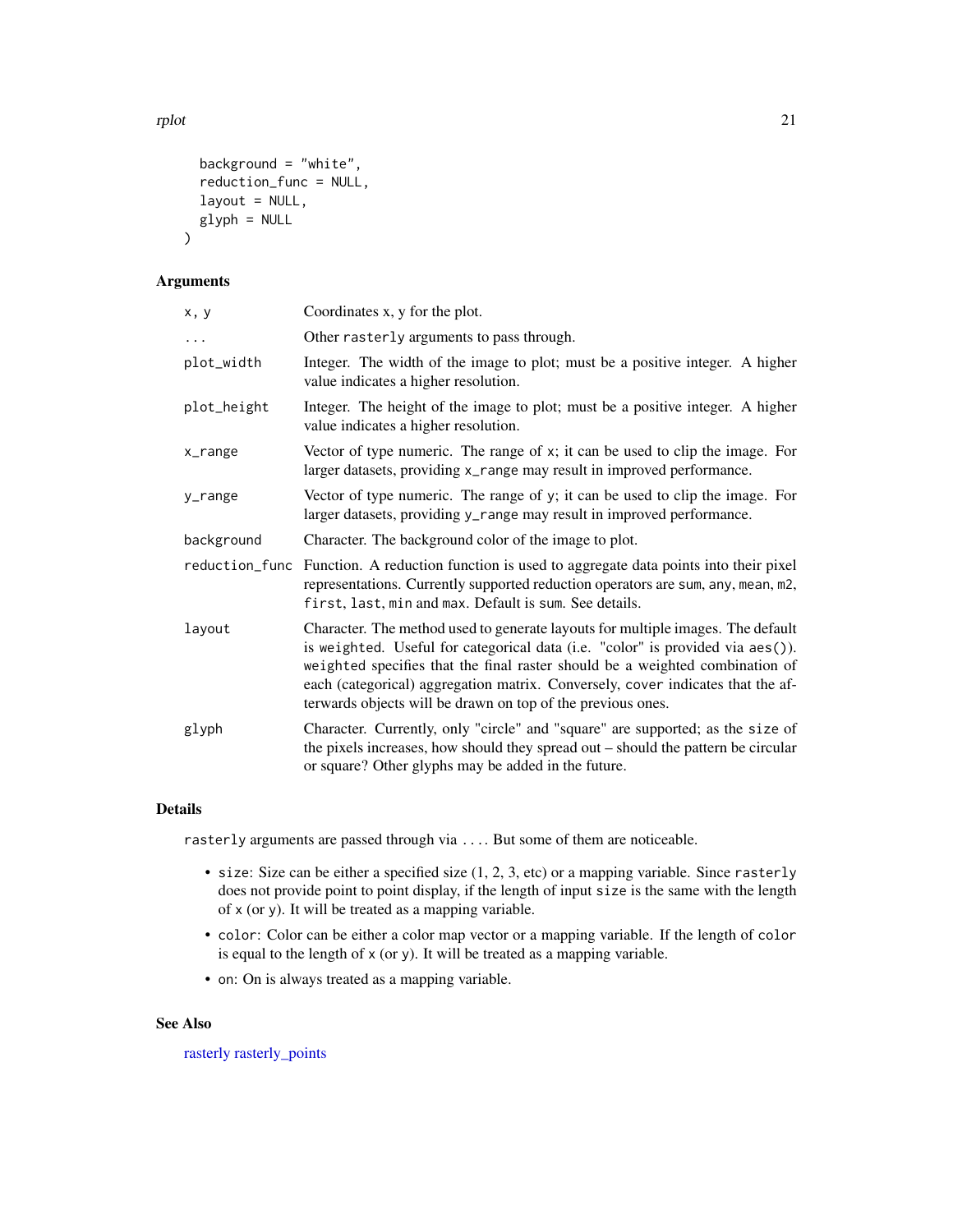```
  background = "white",
  reduction_func = NULL,
  layout = NULL,
  glyph = NULL
)
```

## Arguments

| | |
|---|---|
| x, y | Coordinates x, y for the plot. |
| ... | Other rasterly arguments to pass through. |
| plot_width | Integer. The width of the image to plot; must be a positive integer. A higher value indicates a higher resolution. |
| plot_height | Integer. The height of the image to plot; must be a positive integer. A higher value indicates a higher resolution. |
| x_range | Vector of type numeric. The range of x; it can be used to clip the image. For larger datasets, providing x_range may result in improved performance. |
| y_range | Vector of type numeric. The range of y; it can be used to clip the image. For larger datasets, providing y_range may result in improved performance. |
| background | Character. The background color of the image to plot. |
| reduction_func | Function. A reduction function is used to aggregate data points into their pixel representations. Currently supported reduction operators are sum, any, mean, m2, first, last, min and max. Default is sum. See details. |
| layout | Character. The method used to generate layouts for multiple images. The default is weighted. Useful for categorical data (i.e. "color" is provided via aes()). weighted specifies that the final raster should be a weighted combination of each (categorical) aggregation matrix. Conversely, cover indicates that the afterwards objects will be drawn on top of the previous ones. |
| glyph | Character. Currently, only "circle" and "square" are supported; as the size of the pixels increases, how should they spread out – should the pattern be circular or square? Other glyphs may be added in the future. |

## Details

rasterly arguments are passed through via .... But some of them are noticeable.

- size: Size can be either a specified size (1, 2, 3, etc) or a mapping variable. Since rasterly does not provide point to point display, if the length of input size is the same with the length of x (or y). It will be treated as a mapping variable.
- color: Color can be either a color map vector or a mapping variable. If the length of color is equal to the length of x (or y). It will be treated as a mapping variable.
- on: On is always treated as a mapping variable.

## See Also

rasterly rasterly_points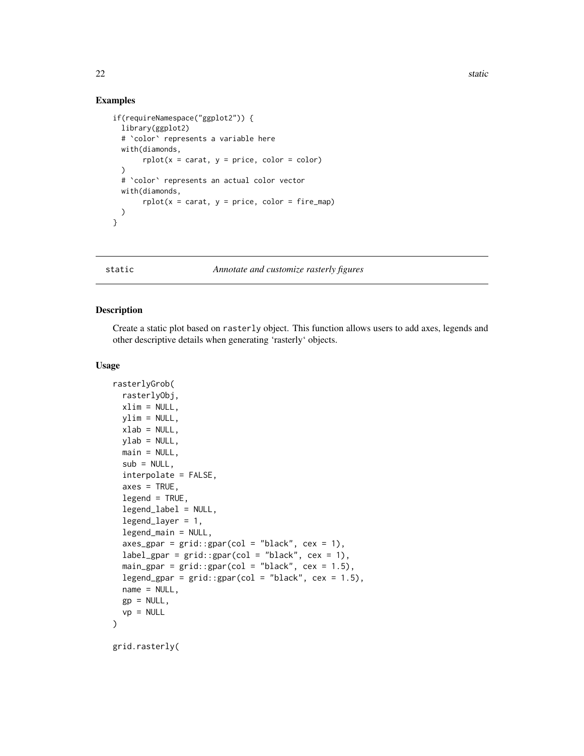## Examples

```
if(requireNamespace("ggplot2")) {
  library(ggplot2)
  # `color` represents a variable here
  with(diamonds,
       rplot(x = carat, y = price, color = color)
  )
  # `color` represents an actual color vector
  with(diamonds,
       rplot(x = carat, y = price, color = fire_map)
  )
}
```

---

static *Annotate and customize rasterly figures*

---

## Description

Create a static plot based on rasterly object. This function allows users to add axes, legends and other descriptive details when generating 'rasterly' objects.

## Usage

```
rasterlyGrob(
  rasterlyObj,
  xlim = NULL,
  ylim = NULL,
  xlab = NULL,
  ylab = NULL,
  main = NULL,
  sub = NULL,
  interpolate = FALSE,
  axes = TRUE,
  legend = TRUE,
  legend_label = NULL,
  legend_layer = 1,
  legend_main = NULL,
  axes_gpar = grid::gpar(col = "black", cex = 1),
  label_gpar = grid::gpar(col = "black", cex = 1),
  main_gpar = grid::gpar(col = "black", cex = 1.5),
  legend_gpar = grid::gpar(col = "black", cex = 1.5),
  name = NULL,
  gp = NULL,
  vp = NULL
)

grid.rasterly(
```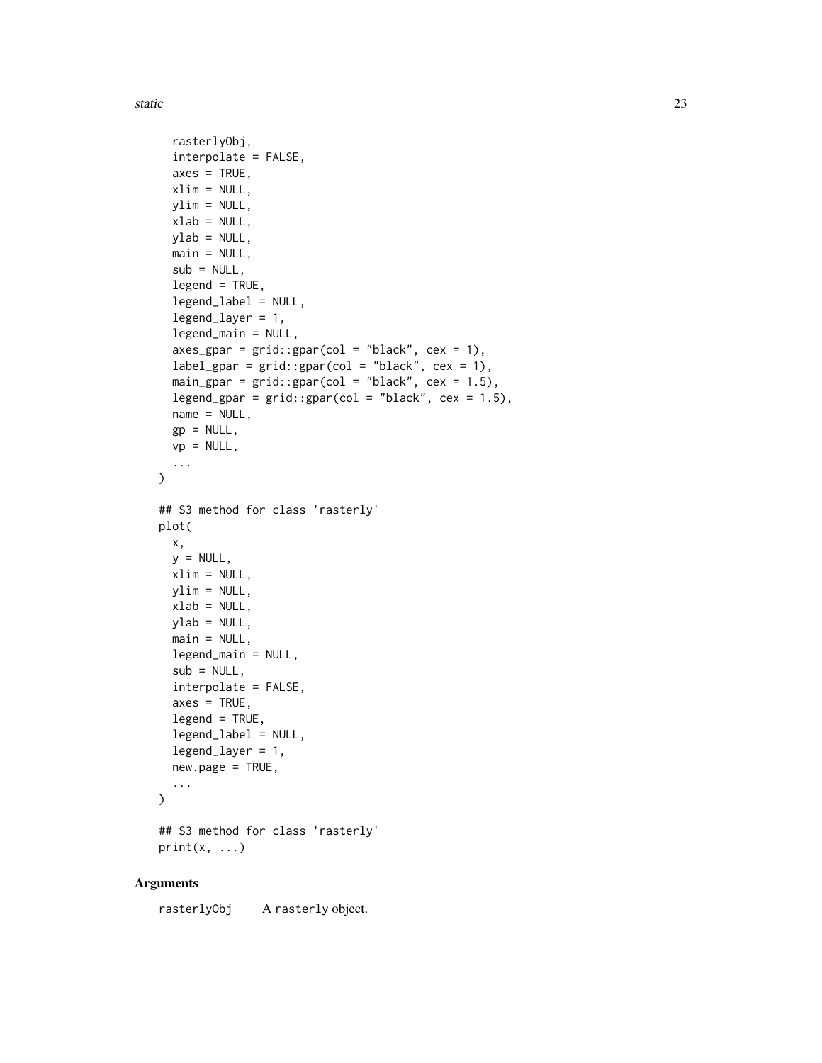```
  rasterlyObj,
  interpolate = FALSE,
  axes = TRUE,
  xlim = NULL,
  ylim = NULL,
  xlab = NULL,
  ylab = NULL,
  main = NULL,
  sub = NULL,
  legend = TRUE,
  legend_label = NULL,
  legend_layer = 1,
  legend_main = NULL,
  axes_gpar = grid::gpar(col = "black", cex = 1),
  label_gpar = grid::gpar(col = "black", cex = 1),
  main_gpar = grid::gpar(col = "black", cex = 1.5),
  legend_gpar = grid::gpar(col = "black", cex = 1.5),
  name = NULL,
  gp = NULL,
  vp = NULL,
  ...
)

## S3 method for class 'rasterly'
plot(
  x,
  y = NULL,
  xlim = NULL,
  ylim = NULL,
  xlab = NULL,
  ylab = NULL,
  main = NULL,
  legend_main = NULL,
  sub = NULL,
  interpolate = FALSE,
  axes = TRUE,
  legend = TRUE,
  legend_label = NULL,
  legend_layer = 1,
  new.page = TRUE,
  ...
)

## S3 method for class 'rasterly'
print(x, ...)
```

## Arguments

`rasterlyObj` A `rasterly` object.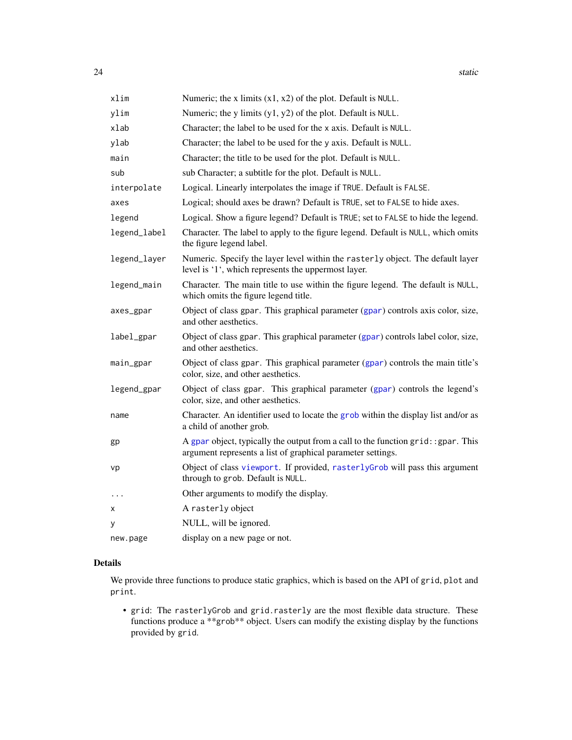| | |
|---|---|
| `xlim` | Numeric; the x limits (x1, x2) of the plot. Default is `NULL`. |
| `ylim` | Numeric; the y limits (y1, y2) of the plot. Default is `NULL`. |
| `xlab` | Character; the label to be used for the `x` axis. Default is `NULL`. |
| `ylab` | Character; the label to be used for the `y` axis. Default is `NULL`. |
| `main` | Character; the title to be used for the plot. Default is `NULL`. |
| `sub` | sub Character; a subtitle for the plot. Default is `NULL`. |
| `interpolate` | Logical. Linearly interpolates the image if `TRUE`. Default is `FALSE`. |
| `axes` | Logical; should axes be drawn? Default is `TRUE`, set to `FALSE` to hide axes. |
| `legend` | Logical. Show a figure legend? Default is `TRUE`; set to `FALSE` to hide the legend. |
| `legend_label` | Character. The label to apply to the figure legend. Default is `NULL`, which omits the figure legend label. |
| `legend_layer` | Numeric. Specify the layer level within the `rasterly` object. The default layer level is '1', which represents the uppermost layer. |
| `legend_main` | Character. The main title to use within the figure legend. The default is `NULL`, which omits the figure legend title. |
| `axes_gpar` | Object of class `gpar`. This graphical parameter (`gpar`) controls axis color, size, and other aesthetics. |
| `label_gpar` | Object of class `gpar`. This graphical parameter (`gpar`) controls label color, size, and other aesthetics. |
| `main_gpar` | Object of class `gpar`. This graphical parameter (`gpar`) controls the main title's color, size, and other aesthetics. |
| `legend_gpar` | Object of class `gpar`. This graphical parameter (`gpar`) controls the legend's color, size, and other aesthetics. |
| `name` | Character. An identifier used to locate the `grob` within the display list and/or as a child of another grob. |
| `gp` | A `gpar` object, typically the output from a call to the function `grid::gpar`. This argument represents a list of graphical parameter settings. |
| `vp` | Object of class `viewport`. If provided, `rasterlyGrob` will pass this argument through to `grob`. Default is `NULL`. |
| `...` | Other arguments to modify the display. |
| `x` | A `rasterly` object |
| `y` | NULL, will be ignored. |
| `new.page` | display on a new page or not. |

## Details

We provide three functions to produce static graphics, which is based on the API of `grid`, `plot` and `print`.

- `grid`: The `rasterlyGrob` and `grid.rasterly` are the most flexible data structure. These functions produce a **grob** object. Users can modify the existing display by the functions provided by `grid`.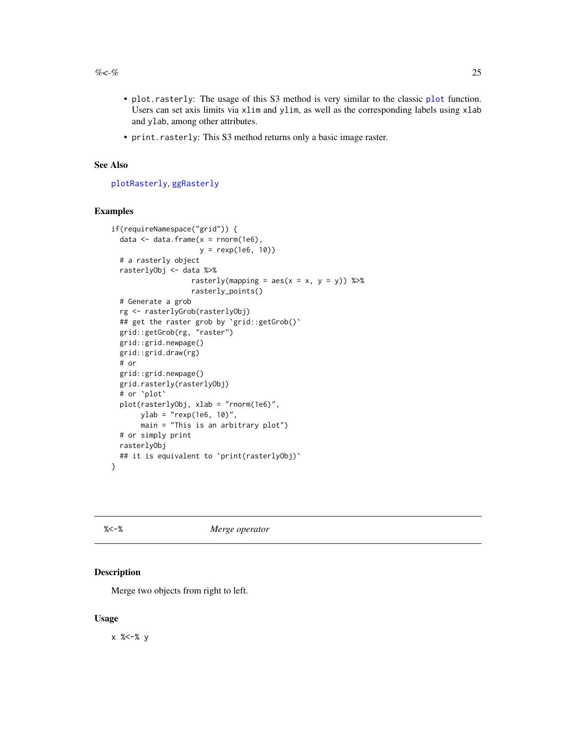- plot.rasterly: The usage of this S3 method is very similar to the classic plot function. Users can set axis limits via xlim and ylim, as well as the corresponding labels using xlab and ylab, among other attributes.
- print.rasterly: This S3 method returns only a basic image raster.

### See Also

plotRasterly, ggRasterly

### Examples

```
if(requireNamespace("grid")) {
  data <- data.frame(x = rnorm(1e6),
                     y = rexp(1e6, 10))
  # a rasterly object
  rasterlyObj <- data %>%
                   rasterly(mapping = aes(x = x, y = y)) %>%
                   rasterly_points()
  # Generate a grob
  rg <- rasterlyGrob(rasterlyObj)
  ## get the raster grob by `grid::getGrob()`
  grid::getGrob(rg, "raster")
  grid::grid.newpage()
  grid::grid.draw(rg)
  # or
  grid::grid.newpage()
  grid.rasterly(rasterlyObj)
  # or `plot`
  plot(rasterlyObj, xlab = "rnorm(1e6)",
       ylab = "rexp(1e6, 10)",
       main = "This is an arbitrary plot")
  # or simply print
  rasterlyObj
  ## it is equivalent to `print(rasterlyObj)`
}
```

---

## %<-%    *Merge operator*

### Description

Merge two objects from right to left.

### Usage

```
x %<-% y
```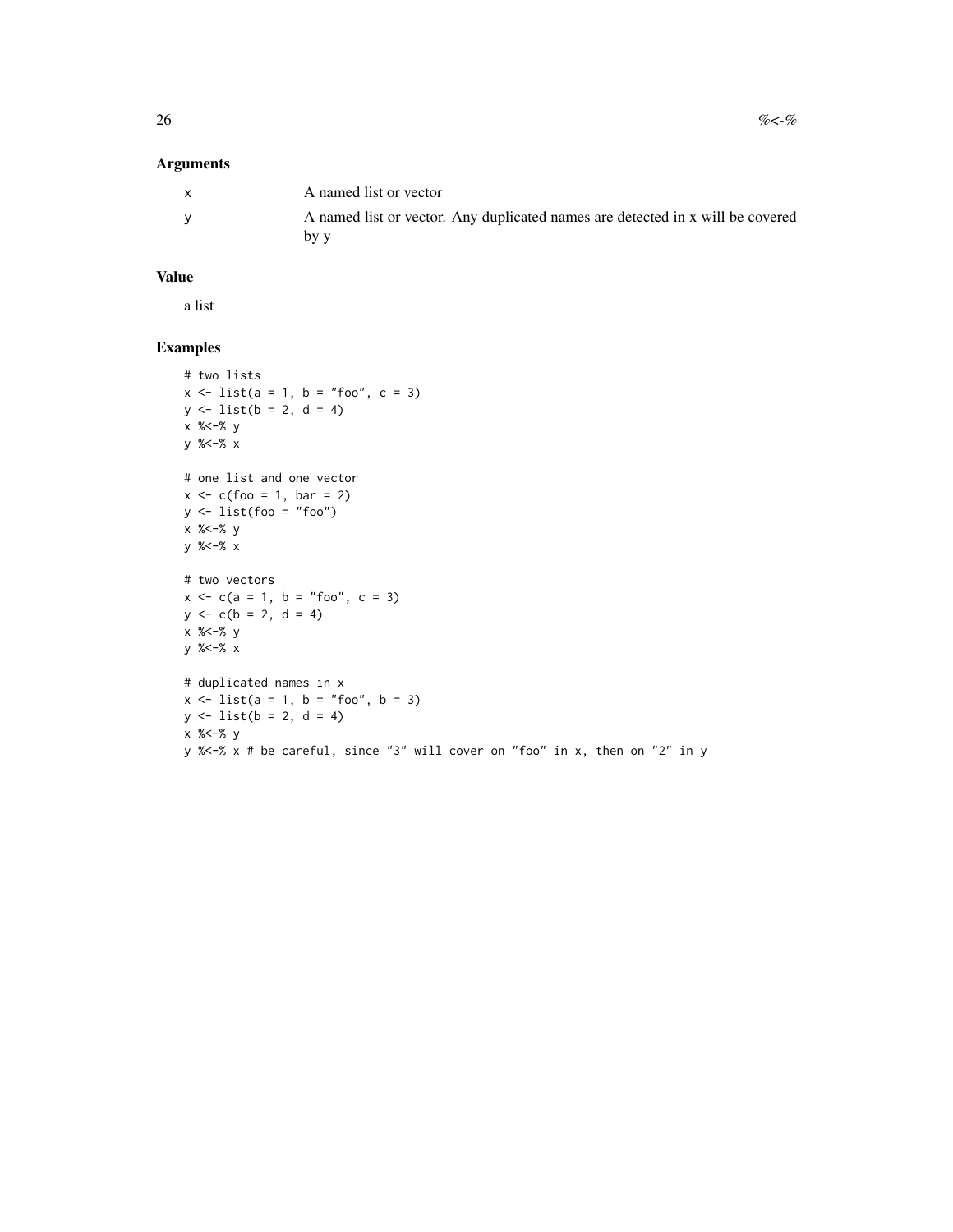### Arguments

| | |
|---|---|
| x | A named list or vector |
| y | A named list or vector. Any duplicated names are detected in x will be covered by y |

### Value

a list

### Examples

```
# two lists
x <- list(a = 1, b = "foo", c = 3)
y <- list(b = 2, d = 4)
x %<-% y
y %<-% x

# one list and one vector
x <- c(foo = 1, bar = 2)
y <- list(foo = "foo")
x %<-% y
y %<-% x

# two vectors
x <- c(a = 1, b = "foo", c = 3)
y <- c(b = 2, d = 4)
x %<-% y
y %<-% x

# duplicated names in x
x <- list(a = 1, b = "foo", b = 3)
y <- list(b = 2, d = 4)
x %<-% y
y %<-% x # be careful, since "3" will cover on "foo" in x, then on "2" in y
```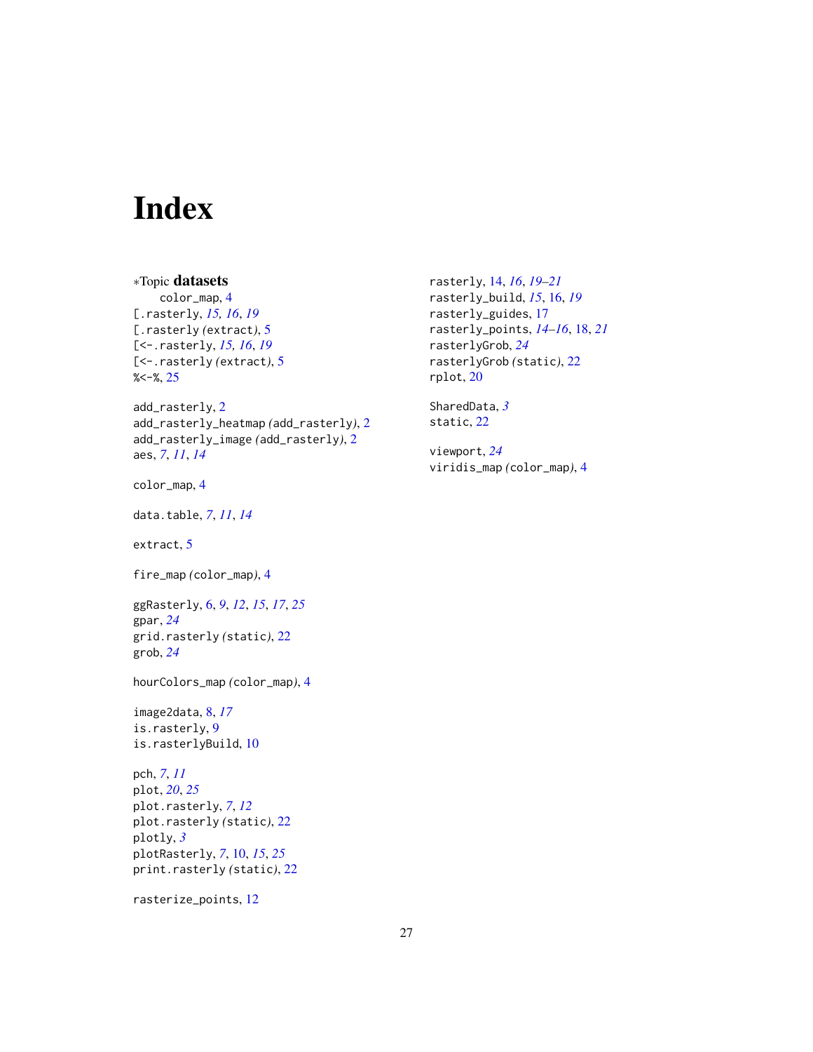# Index

∗Topic **datasets**
  color_map, 4

[.rasterly, *15, 16*, *19*
[.rasterly *(extract)*, 5
[<-.rasterly, *15, 16*, *19*
[<-.rasterly *(extract)*, 5
%<-%, 25

add_rasterly, 2
add_rasterly_heatmap *(add_rasterly)*, 2
add_rasterly_image *(add_rasterly)*, 2
aes, *7*, *11*, *14*

color_map, 4

data.table, *7*, *11*, *14*

extract, 5

fire_map *(color_map)*, 4

ggRasterly, 6, *9*, *12*, *15*, *17*, *25*
gpar, *24*
grid.rasterly *(static)*, 22
grob, *24*

hourColors_map *(color_map)*, 4

image2data, 8, *17*
is.rasterly, 9
is.rasterlyBuild, 10

pch, *7*, *11*
plot, *20*, *25*
plot.rasterly, *7*, *12*
plot.rasterly *(static)*, 22
plotly, *3*
plotRasterly, *7*, 10, *15*, *25*
print.rasterly *(static)*, 22

rasterize_points, 12

rasterly, 14, *16*, *19*–*21*
rasterly_build, *15*, 16, *19*
rasterly_guides, 17
rasterly_points, *14*–*16*, 18, *21*
rasterlyGrob, *24*
rasterlyGrob *(static)*, 22
rplot, 20

SharedData, *3*
static, 22

viewport, *24*
viridis_map *(color_map)*, 4